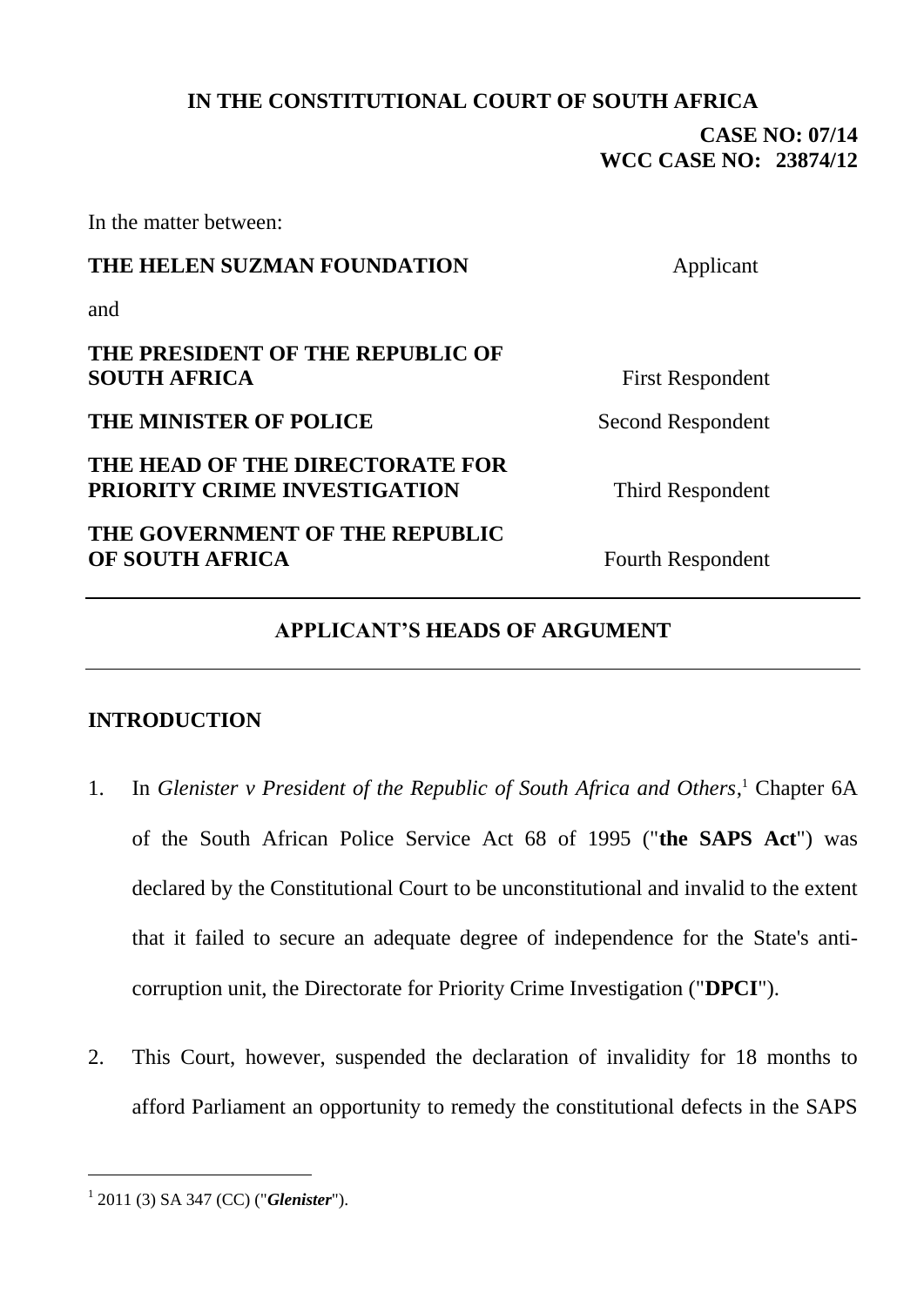**IN THE CONSTITUTIONAL COURT OF SOUTH AFRICA**

**CASE NO: 07/14**
**WCC CASE NO: 23874/12**

In the matter between:

| | |
|---|---|
| **THE HELEN SUZMAN FOUNDATION** | Applicant |
| and | |
| **THE PRESIDENT OF THE REPUBLIC OF SOUTH AFRICA** | First Respondent |
| **THE MINISTER OF POLICE** | Second Respondent |
| **THE HEAD OF THE DIRECTORATE FOR PRIORITY CRIME INVESTIGATION** | Third Respondent |
| **THE GOVERNMENT OF THE REPUBLIC OF SOUTH AFRICA** | Fourth Respondent |

---

## APPLICANT'S HEADS OF ARGUMENT

---

## INTRODUCTION

1. In *Glenister v President of the Republic of South Africa and Others*,[1] Chapter 6A of the South African Police Service Act 68 of 1995 ("**the SAPS Act**") was declared by the Constitutional Court to be unconstitutional and invalid to the extent that it failed to secure an adequate degree of independence for the State's anti-corruption unit, the Directorate for Priority Crime Investigation ("**DPCI**").

2. This Court, however, suspended the declaration of invalidity for 18 months to afford Parliament an opportunity to remedy the constitutional defects in the SAPS

---

[1] 2011 (3) SA 347 (CC) ("***Glenister***").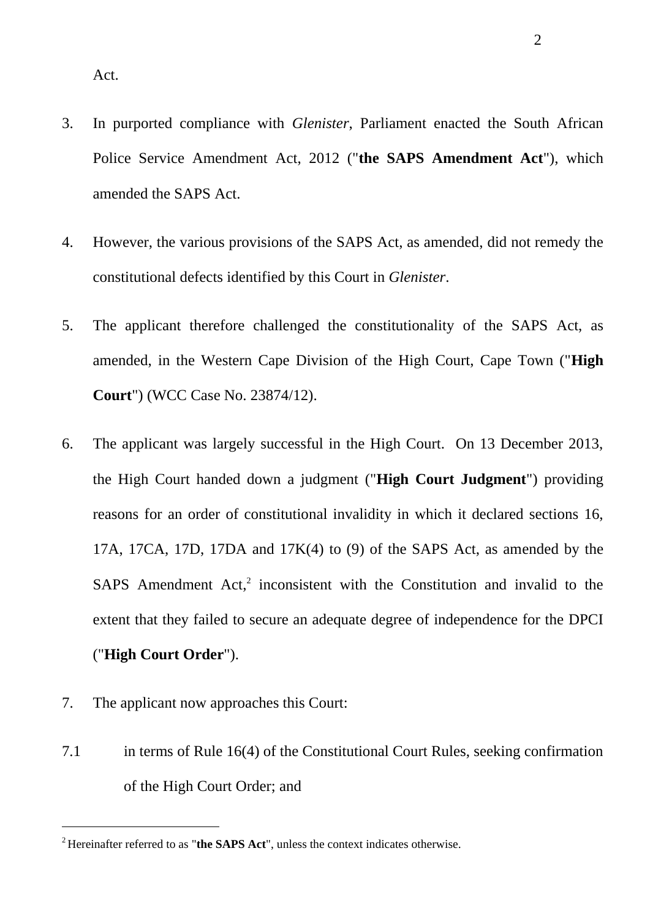Act.

3. In purported compliance with *Glenister*, Parliament enacted the South African Police Service Amendment Act, 2012 ("**the SAPS Amendment Act**"), which amended the SAPS Act.

4. However, the various provisions of the SAPS Act, as amended, did not remedy the constitutional defects identified by this Court in *Glenister*.

5. The applicant therefore challenged the constitutionality of the SAPS Act, as amended, in the Western Cape Division of the High Court, Cape Town ("**High Court**") (WCC Case No. 23874/12).

6. The applicant was largely successful in the High Court. On 13 December 2013, the High Court handed down a judgment ("**High Court Judgment**") providing reasons for an order of constitutional invalidity in which it declared sections 16, 17A, 17CA, 17D, 17DA and 17K(4) to (9) of the SAPS Act, as amended by the SAPS Amendment Act,[2] inconsistent with the Constitution and invalid to the extent that they failed to secure an adequate degree of independence for the DPCI ("**High Court Order**").

7. The applicant now approaches this Court:

7.1 in terms of Rule 16(4) of the Constitutional Court Rules, seeking confirmation of the High Court Order; and

---

[2] Hereinafter referred to as "**the SAPS Act**", unless the context indicates otherwise.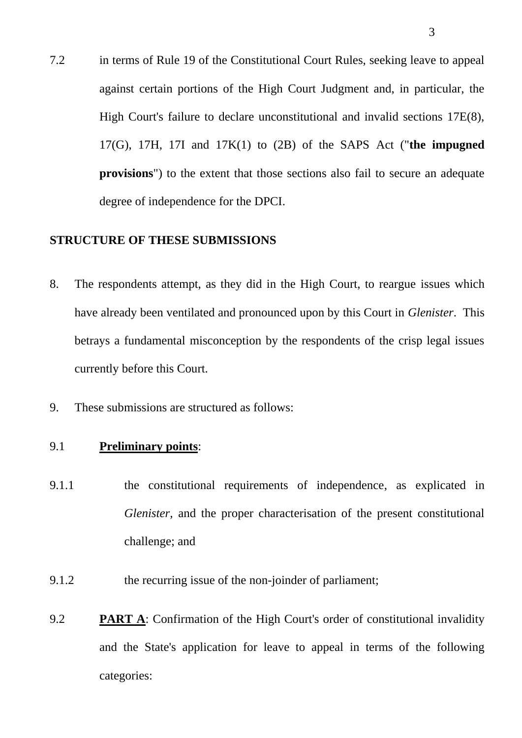7.2 in terms of Rule 19 of the Constitutional Court Rules, seeking leave to appeal against certain portions of the High Court Judgment and, in particular, the High Court's failure to declare unconstitutional and invalid sections 17E(8), 17(G), 17H, 17I and 17K(1) to (2B) of the SAPS Act ("**the impugned provisions**") to the extent that those sections also fail to secure an adequate degree of independence for the DPCI.

## STRUCTURE OF THESE SUBMISSIONS

8. The respondents attempt, as they did in the High Court, to reargue issues which have already been ventilated and pronounced upon by this Court in *Glenister*. This betrays a fundamental misconception by the respondents of the crisp legal issues currently before this Court.

9. These submissions are structured as follows:

9.1 **<u>Preliminary points</u>**:

9.1.1 the constitutional requirements of independence, as explicated in *Glenister*, and the proper characterisation of the present constitutional challenge; and

9.1.2 the recurring issue of the non-joinder of parliament;

9.2 **<u>PART A</u>**: Confirmation of the High Court's order of constitutional invalidity and the State's application for leave to appeal in terms of the following categories: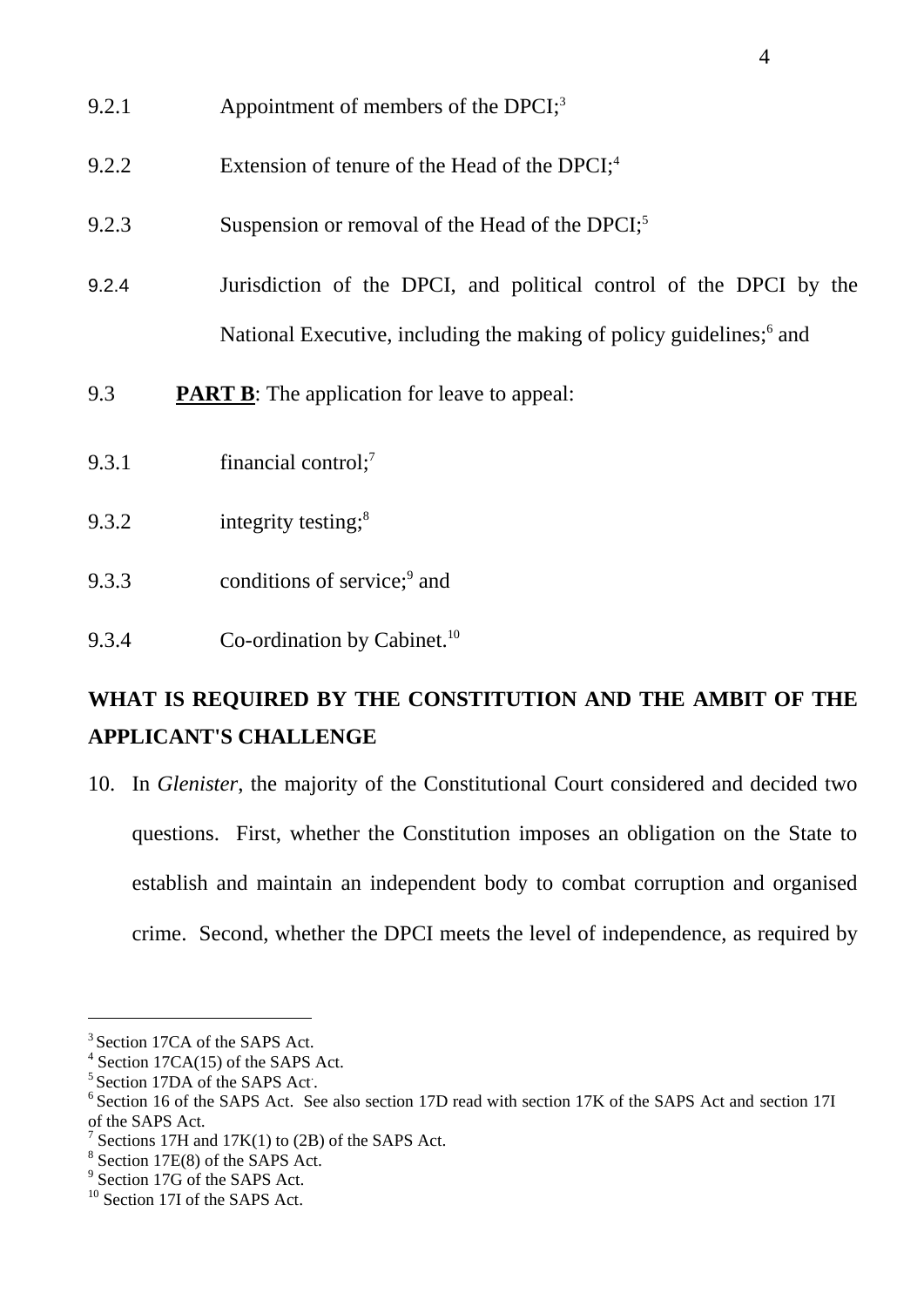9.2.1 Appointment of members of the DPCI;[3]

9.2.2 Extension of tenure of the Head of the DPCI;[4]

9.2.3 Suspension or removal of the Head of the DPCI;[5]

9.2.4 Jurisdiction of the DPCI, and political control of the DPCI by the National Executive, including the making of policy guidelines;[6] and

9.3 **<u>PART B</u>**: The application for leave to appeal:

9.3.1 financial control;[7]

9.3.2 integrity testing;[8]

9.3.3 conditions of service;[9] and

9.3.4 Co-ordination by Cabinet.[10]

## WHAT IS REQUIRED BY THE CONSTITUTION AND THE AMBIT OF THE APPLICANT'S CHALLENGE

10. In *Glenister*, the majority of the Constitutional Court considered and decided two questions. First, whether the Constitution imposes an obligation on the State to establish and maintain an independent body to combat corruption and organised crime. Second, whether the DPCI meets the level of independence, as required by

---

[3] Section 17CA of the SAPS Act.

[4] Section 17CA(15) of the SAPS Act.

[5] Section 17DA of the SAPS Act.

[6] Section 16 of the SAPS Act. See also section 17D read with section 17K of the SAPS Act and section 17I of the SAPS Act.

[7] Sections 17H and 17K(1) to (2B) of the SAPS Act.

[8] Section 17E(8) of the SAPS Act.

[9] Section 17G of the SAPS Act.

[10] Section 17I of the SAPS Act.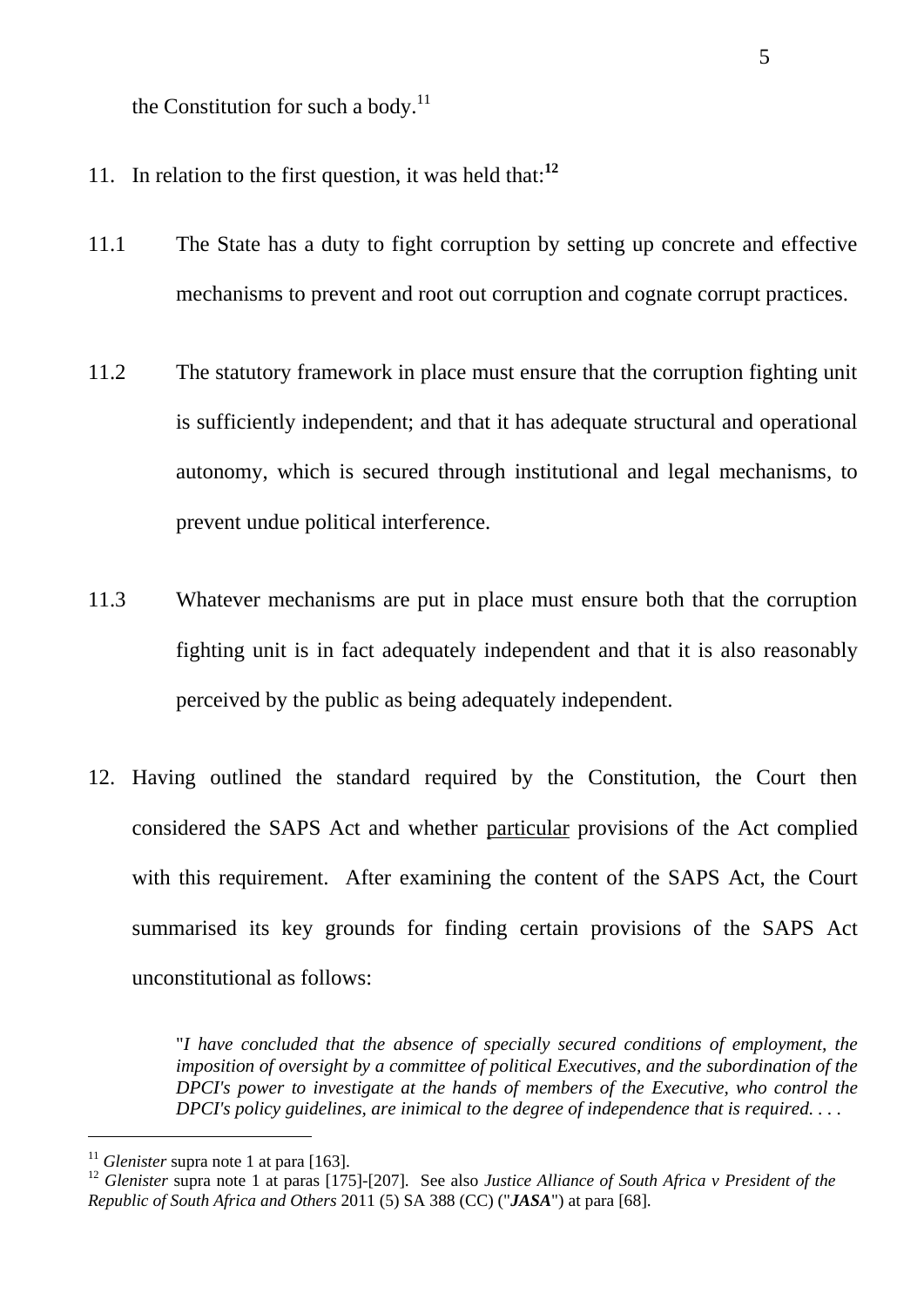the Constitution for such a body.[11]

11. In relation to the first question, it was held that:**[12]**

11.1 The State has a duty to fight corruption by setting up concrete and effective mechanisms to prevent and root out corruption and cognate corrupt practices.

11.2 The statutory framework in place must ensure that the corruption fighting unit is sufficiently independent; and that it has adequate structural and operational autonomy, which is secured through institutional and legal mechanisms, to prevent undue political interference.

11.3 Whatever mechanisms are put in place must ensure both that the corruption fighting unit is in fact adequately independent and that it is also reasonably perceived by the public as being adequately independent.

12. Having outlined the standard required by the Constitution, the Court then considered the SAPS Act and whether <u>particular</u> provisions of the Act complied with this requirement. After examining the content of the SAPS Act, the Court summarised its key grounds for finding certain provisions of the SAPS Act unconstitutional as follows:

> "*I have concluded that the absence of specially secured conditions of employment, the imposition of oversight by a committee of political Executives, and the subordination of the DPCI's power to investigate at the hands of members of the Executive, who control the DPCI's policy guidelines, are inimical to the degree of independence that is required. . . .*

---

[11] *Glenister* supra note 1 at para [163].

[12] *Glenister* supra note 1 at paras [175]-[207]. See also *Justice Alliance of South Africa v President of the Republic of South Africa and Others* 2011 (5) SA 388 (CC) ("***JASA***") at para [68].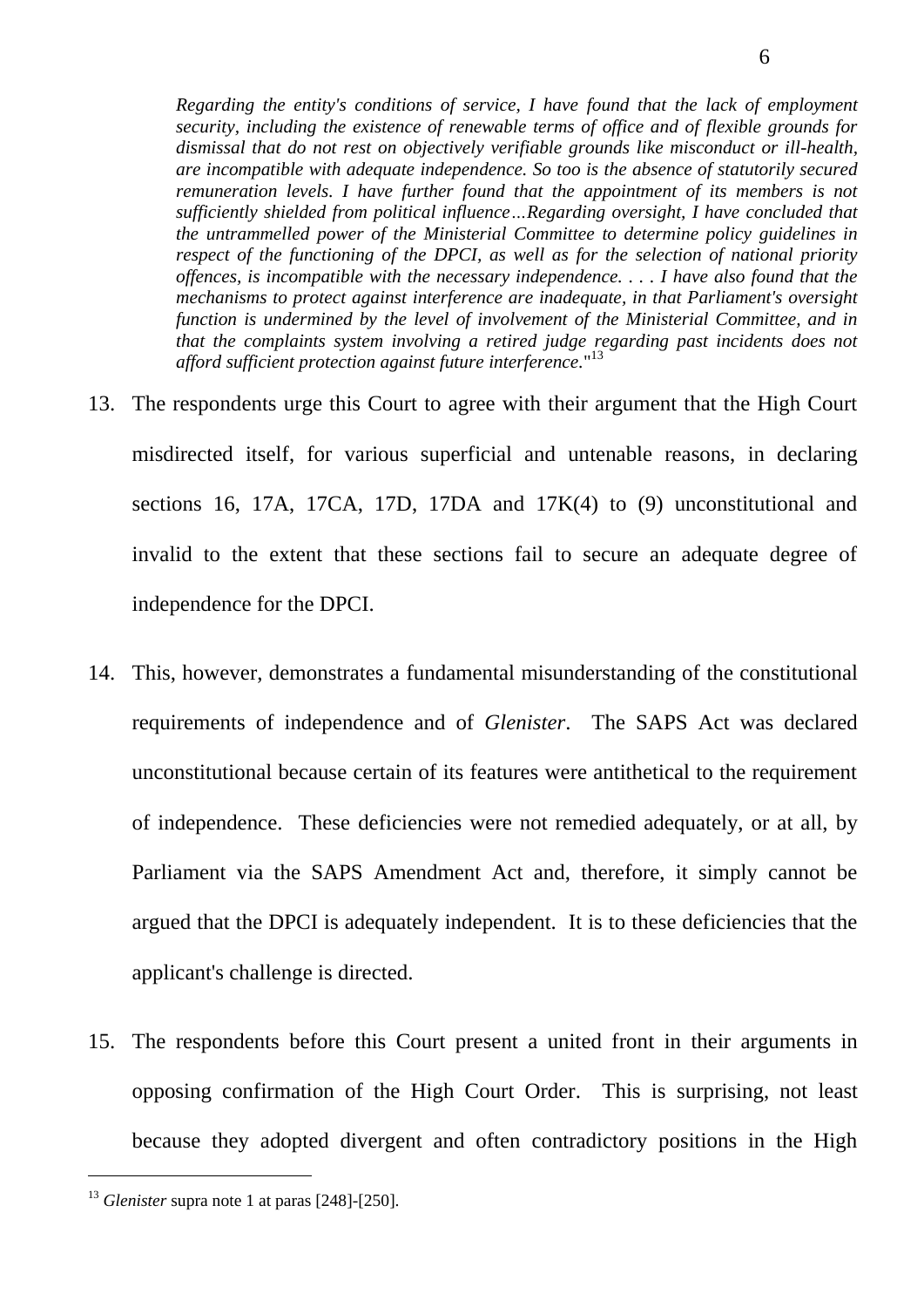> *Regarding the entity's conditions of service, I have found that the lack of employment security, including the existence of renewable terms of office and of flexible grounds for dismissal that do not rest on objectively verifiable grounds like misconduct or ill-health, are incompatible with adequate independence. So too is the absence of statutorily secured remuneration levels. I have further found that the appointment of its members is not sufficiently shielded from political influence…Regarding oversight, I have concluded that the untrammelled power of the Ministerial Committee to determine policy guidelines in respect of the functioning of the DPCI, as well as for the selection of national priority offences, is incompatible with the necessary independence. . . . I have also found that the mechanisms to protect against interference are inadequate, in that Parliament's oversight function is undermined by the level of involvement of the Ministerial Committee, and in that the complaints system involving a retired judge regarding past incidents does not afford sufficient protection against future interference.*"[13]

13. The respondents urge this Court to agree with their argument that the High Court misdirected itself, for various superficial and untenable reasons, in declaring sections 16, 17A, 17CA, 17D, 17DA and 17K(4) to (9) unconstitutional and invalid to the extent that these sections fail to secure an adequate degree of independence for the DPCI.

14. This, however, demonstrates a fundamental misunderstanding of the constitutional requirements of independence and of *Glenister*. The SAPS Act was declared unconstitutional because certain of its features were antithetical to the requirement of independence. These deficiencies were not remedied adequately, or at all, by Parliament via the SAPS Amendment Act and, therefore, it simply cannot be argued that the DPCI is adequately independent. It is to these deficiencies that the applicant's challenge is directed.

15. The respondents before this Court present a united front in their arguments in opposing confirmation of the High Court Order. This is surprising, not least because they adopted divergent and often contradictory positions in the High

---

[13] *Glenister* supra note 1 at paras [248]-[250].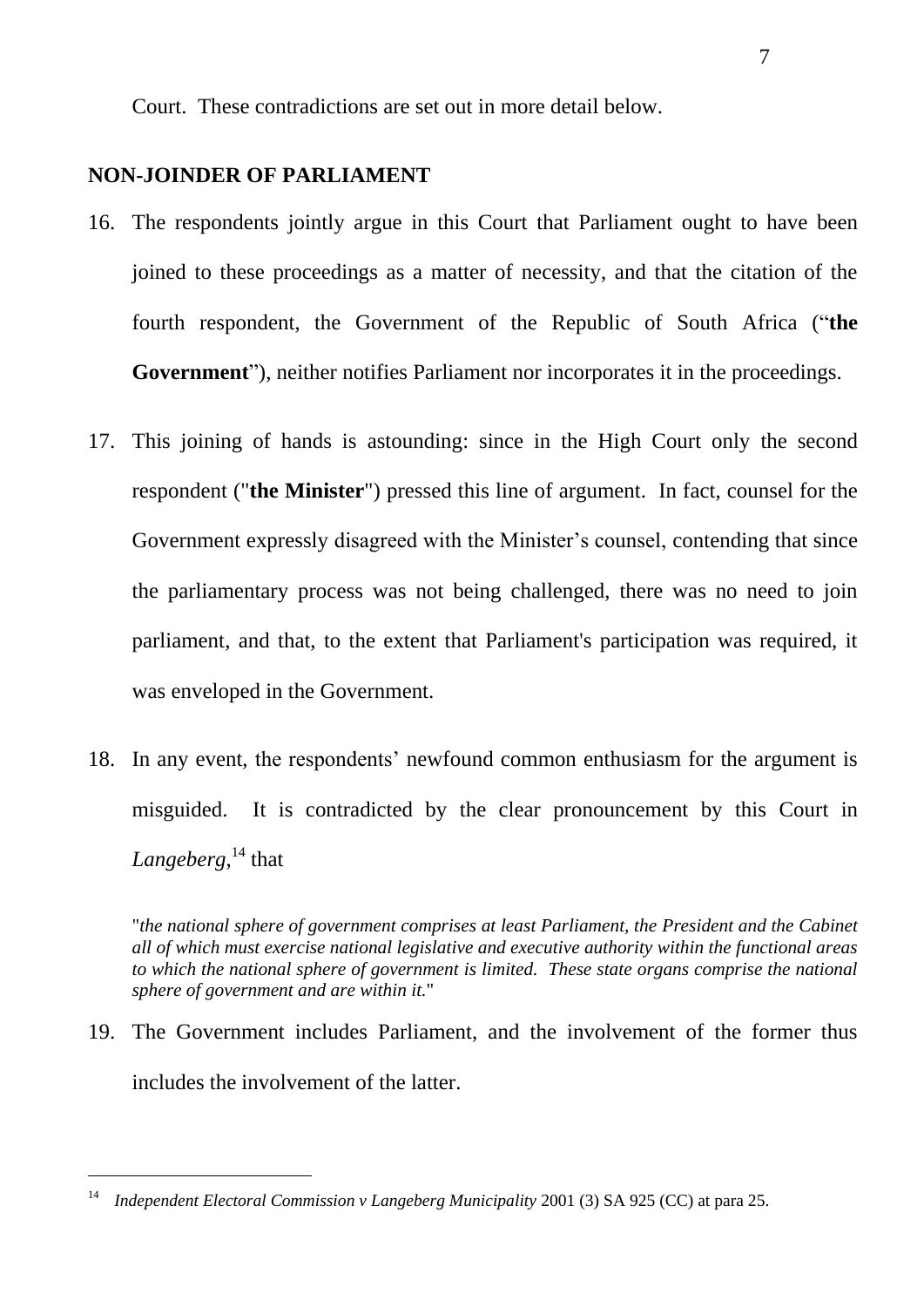Court. These contradictions are set out in more detail below.

**NON-JOINDER OF PARLIAMENT**

16. The respondents jointly argue in this Court that Parliament ought to have been joined to these proceedings as a matter of necessity, and that the citation of the fourth respondent, the Government of the Republic of South Africa ("**the Government**"), neither notifies Parliament nor incorporates it in the proceedings.

17. This joining of hands is astounding: since in the High Court only the second respondent ("**the Minister**") pressed this line of argument. In fact, counsel for the Government expressly disagreed with the Minister's counsel, contending that since the parliamentary process was not being challenged, there was no need to join parliament, and that, to the extent that Parliament's participation was required, it was enveloped in the Government.

18. In any event, the respondents' newfound common enthusiasm for the argument is misguided. It is contradicted by the clear pronouncement by this Court in *Langeberg*,[14] that

> "*the national sphere of government comprises at least Parliament, the President and the Cabinet all of which must exercise national legislative and executive authority within the functional areas to which the national sphere of government is limited. These state organs comprise the national sphere of government and are within it.*"

19. The Government includes Parliament, and the involvement of the former thus includes the involvement of the latter.

---

[14] *Independent Electoral Commission v Langeberg Municipality* 2001 (3) SA 925 (CC) at para 25.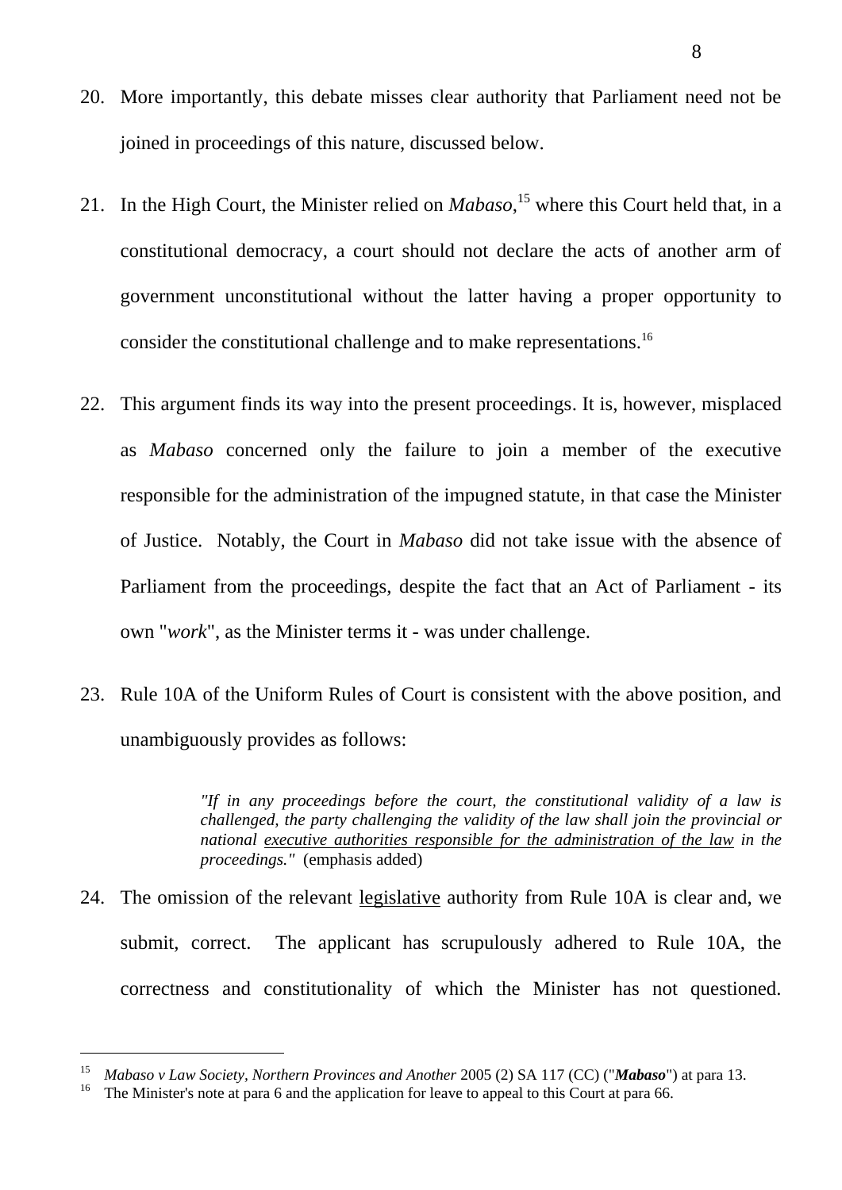20. More importantly, this debate misses clear authority that Parliament need not be joined in proceedings of this nature, discussed below.

21. In the High Court, the Minister relied on *Mabaso*,[15] where this Court held that, in a constitutional democracy, a court should not declare the acts of another arm of government unconstitutional without the latter having a proper opportunity to consider the constitutional challenge and to make representations.[16]

22. This argument finds its way into the present proceedings. It is, however, misplaced as *Mabaso* concerned only the failure to join a member of the executive responsible for the administration of the impugned statute, in that case the Minister of Justice. Notably, the Court in *Mabaso* did not take issue with the absence of Parliament from the proceedings, despite the fact that an Act of Parliament - its own "*work*", as the Minister terms it - was under challenge.

23. Rule 10A of the Uniform Rules of Court is consistent with the above position, and unambiguously provides as follows:

> *"If in any proceedings before the court, the constitutional validity of a law is challenged, the party challenging the validity of the law shall join the provincial or national <u>executive authorities responsible for the administration of the law</u> in the proceedings."* (emphasis added)

24. The omission of the relevant <u>legislative</u> authority from Rule 10A is clear and, we submit, correct. The applicant has scrupulously adhered to Rule 10A, the correctness and constitutionality of which the Minister has not questioned.

---

[15] *Mabaso v Law Society, Northern Provinces and Another* 2005 (2) SA 117 (CC) ("***Mabaso***") at para 13.

[16] The Minister's note at para 6 and the application for leave to appeal to this Court at para 66.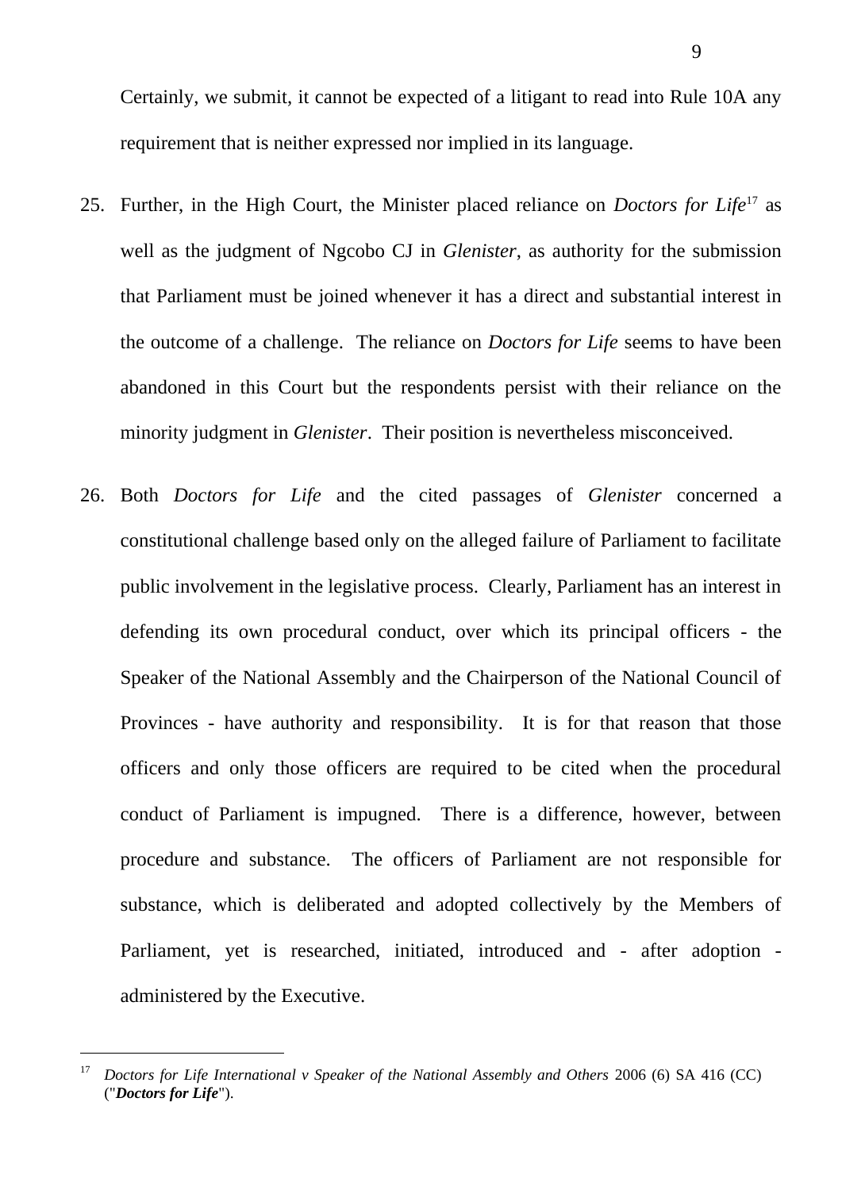Certainly, we submit, it cannot be expected of a litigant to read into Rule 10A any requirement that is neither expressed nor implied in its language.

25. Further, in the High Court, the Minister placed reliance on *Doctors for Life*[17] as well as the judgment of Ngcobo CJ in *Glenister*, as authority for the submission that Parliament must be joined whenever it has a direct and substantial interest in the outcome of a challenge. The reliance on *Doctors for Life* seems to have been abandoned in this Court but the respondents persist with their reliance on the minority judgment in *Glenister*. Their position is nevertheless misconceived.

26. Both *Doctors for Life* and the cited passages of *Glenister* concerned a constitutional challenge based only on the alleged failure of Parliament to facilitate public involvement in the legislative process. Clearly, Parliament has an interest in defending its own procedural conduct, over which its principal officers - the Speaker of the National Assembly and the Chairperson of the National Council of Provinces - have authority and responsibility. It is for that reason that those officers and only those officers are required to be cited when the procedural conduct of Parliament is impugned. There is a difference, however, between procedure and substance. The officers of Parliament are not responsible for substance, which is deliberated and adopted collectively by the Members of Parliament, yet is researched, initiated, introduced and - after adoption - administered by the Executive.

---

[17] *Doctors for Life International v Speaker of the National Assembly and Others* 2006 (6) SA 416 (CC) ("***Doctors for Life***").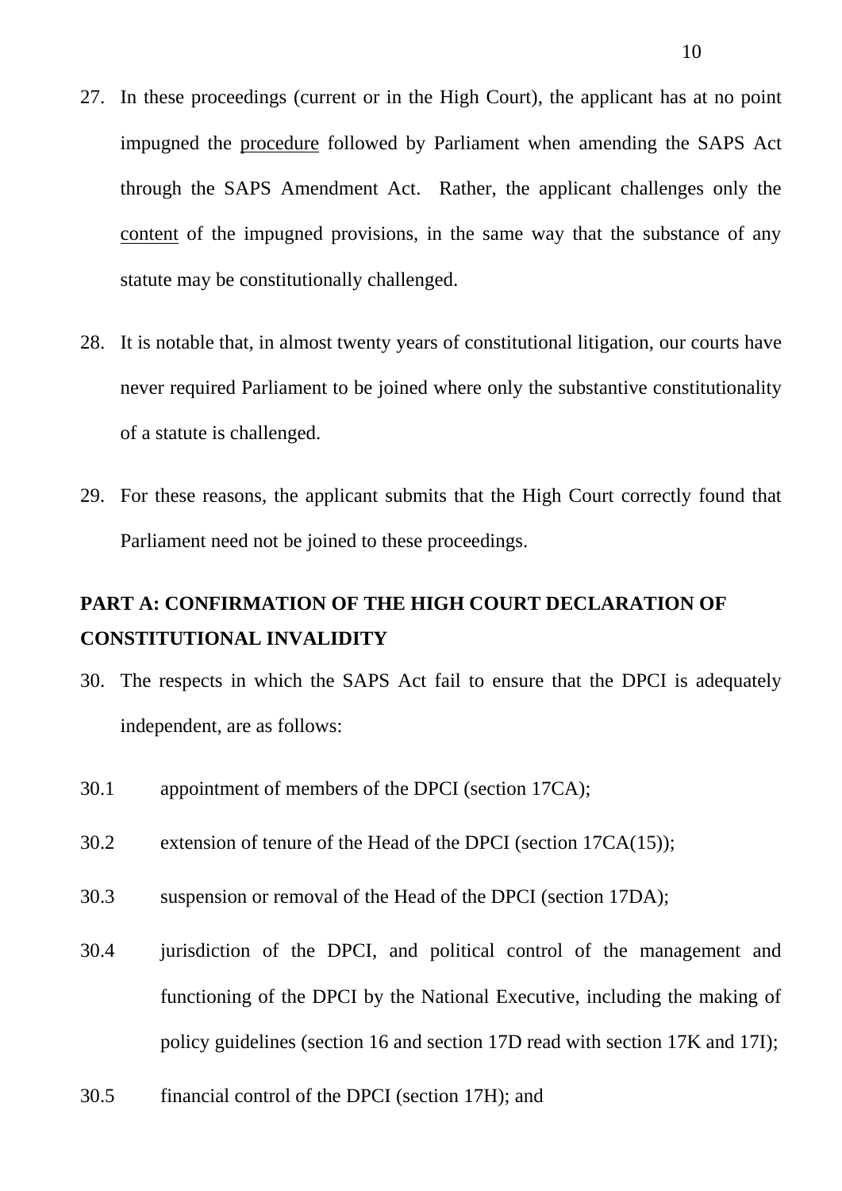27. In these proceedings (current or in the High Court), the applicant has at no point impugned the <u>procedure</u> followed by Parliament when amending the SAPS Act through the SAPS Amendment Act. Rather, the applicant challenges only the <u>content</u> of the impugned provisions, in the same way that the substance of any statute may be constitutionally challenged.

28. It is notable that, in almost twenty years of constitutional litigation, our courts have never required Parliament to be joined where only the substantive constitutionality of a statute is challenged.

29. For these reasons, the applicant submits that the High Court correctly found that Parliament need not be joined to these proceedings.

**PART A: CONFIRMATION OF THE HIGH COURT DECLARATION OF CONSTITUTIONAL INVALIDITY**

30. The respects in which the SAPS Act fail to ensure that the DPCI is adequately independent, are as follows:

30.1 appointment of members of the DPCI (section 17CA);

30.2 extension of tenure of the Head of the DPCI (section 17CA(15));

30.3 suspension or removal of the Head of the DPCI (section 17DA);

30.4 jurisdiction of the DPCI, and political control of the management and functioning of the DPCI by the National Executive, including the making of policy guidelines (section 16 and section 17D read with section 17K and 17I);

30.5 financial control of the DPCI (section 17H); and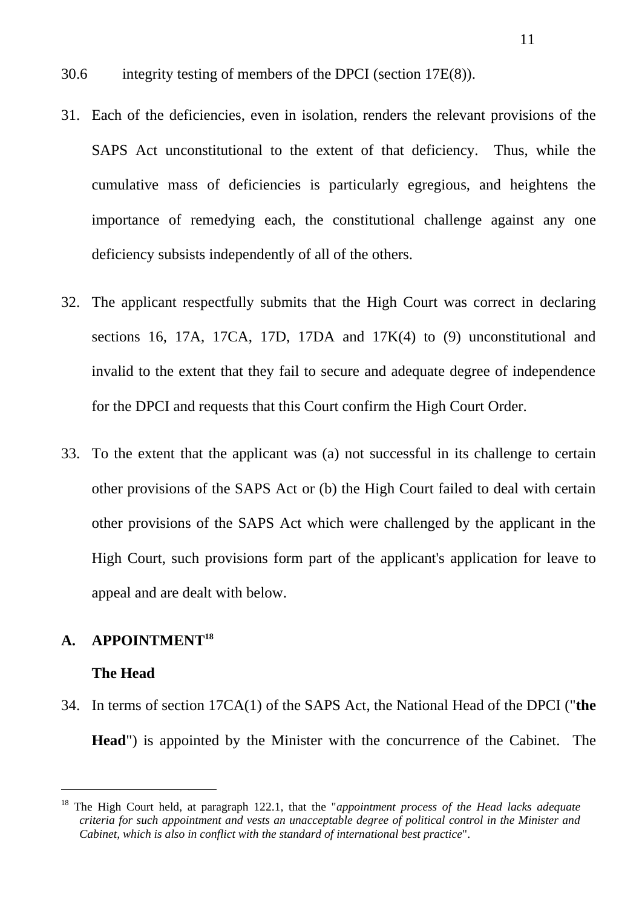30.6 integrity testing of members of the DPCI (section 17E(8)).

31. Each of the deficiencies, even in isolation, renders the relevant provisions of the SAPS Act unconstitutional to the extent of that deficiency. Thus, while the cumulative mass of deficiencies is particularly egregious, and heightens the importance of remedying each, the constitutional challenge against any one deficiency subsists independently of all of the others.

32. The applicant respectfully submits that the High Court was correct in declaring sections 16, 17A, 17CA, 17D, 17DA and 17K(4) to (9) unconstitutional and invalid to the extent that they fail to secure and adequate degree of independence for the DPCI and requests that this Court confirm the High Court Order.

33. To the extent that the applicant was (a) not successful in its challenge to certain other provisions of the SAPS Act or (b) the High Court failed to deal with certain other provisions of the SAPS Act which were challenged by the applicant in the High Court, such provisions form part of the applicant's application for leave to appeal and are dealt with below.

## A. APPOINTMENT[18]

**The Head**

34. In terms of section 17CA(1) of the SAPS Act, the National Head of the DPCI ("**the Head**") is appointed by the Minister with the concurrence of the Cabinet. The

---

[18] The High Court held, at paragraph 122.1, that the "*appointment process of the Head lacks adequate criteria for such appointment and vests an unacceptable degree of political control in the Minister and Cabinet, which is also in conflict with the standard of international best practice*".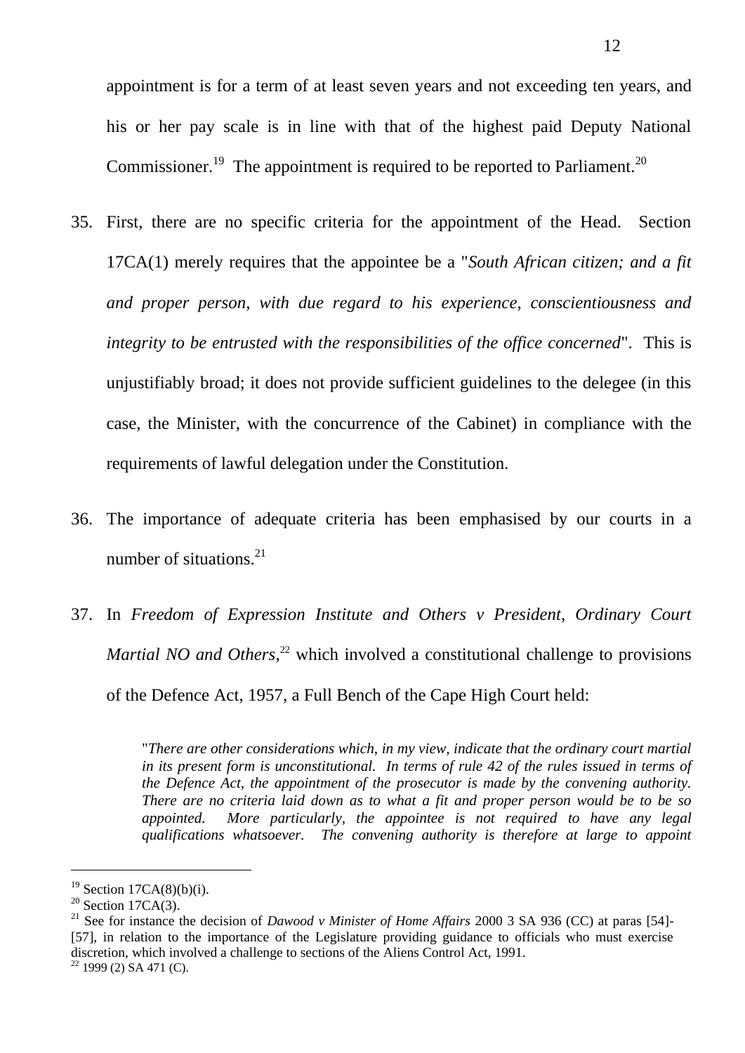appointment is for a term of at least seven years and not exceeding ten years, and his or her pay scale is in line with that of the highest paid Deputy National Commissioner.[19] The appointment is required to be reported to Parliament.[20]

35. First, there are no specific criteria for the appointment of the Head. Section 17CA(1) merely requires that the appointee be a "*South African citizen; and a fit and proper person, with due regard to his experience, conscientiousness and integrity to be entrusted with the responsibilities of the office concerned*". This is unjustifiably broad; it does not provide sufficient guidelines to the delegee (in this case, the Minister, with the concurrence of the Cabinet) in compliance with the requirements of lawful delegation under the Constitution.

36. The importance of adequate criteria has been emphasised by our courts in a number of situations.[21]

37. In *Freedom of Expression Institute and Others v President, Ordinary Court Martial NO and Others*,[22] which involved a constitutional challenge to provisions of the Defence Act, 1957, a Full Bench of the Cape High Court held:

> "*There are other considerations which, in my view, indicate that the ordinary court martial in its present form is unconstitutional. In terms of rule 42 of the rules issued in terms of the Defence Act, the appointment of the prosecutor is made by the convening authority. There are no criteria laid down as to what a fit and proper person would be to be so appointed. More particularly, the appointee is not required to have any legal qualifications whatsoever. The convening authority is therefore at large to appoint*

---

[19] Section 17CA(8)(b)(i).

[20] Section 17CA(3).

[21] See for instance the decision of *Dawood v Minister of Home Affairs* 2000 3 SA 936 (CC) at paras [54]-[57], in relation to the importance of the Legislature providing guidance to officials who must exercise discretion, which involved a challenge to sections of the Aliens Control Act, 1991.

[22] 1999 (2) SA 471 (C).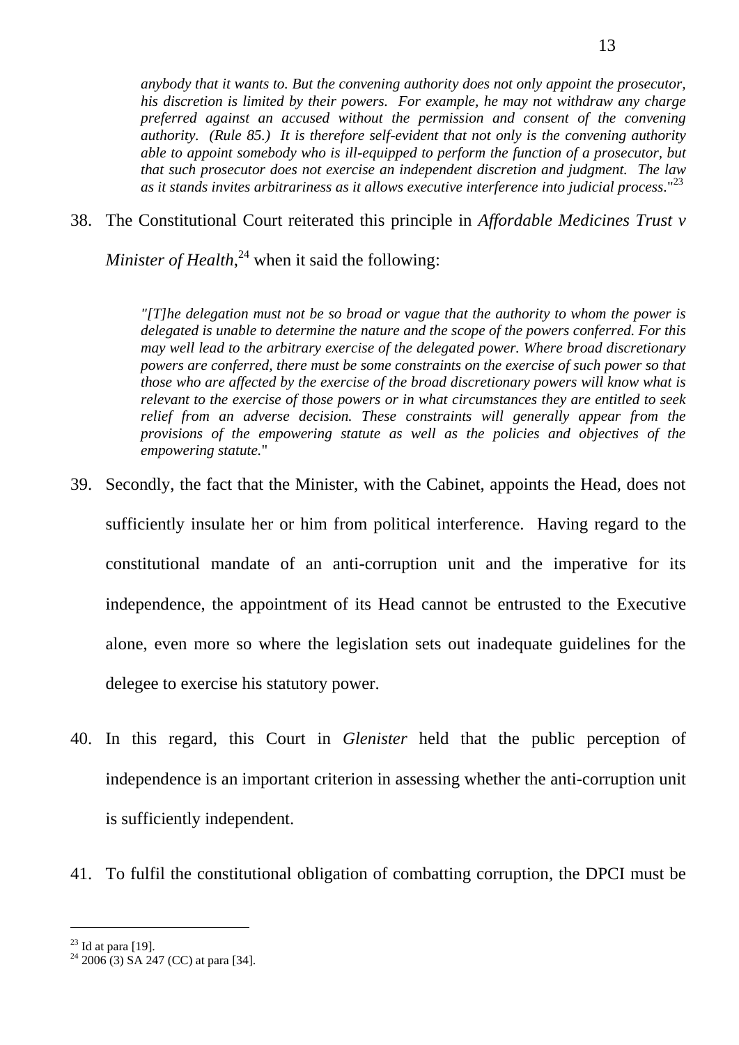> *anybody that it wants to. But the convening authority does not only appoint the prosecutor, his discretion is limited by their powers. For example, he may not withdraw any charge preferred against an accused without the permission and consent of the convening authority. (Rule 85.) It is therefore self-evident that not only is the convening authority able to appoint somebody who is ill-equipped to perform the function of a prosecutor, but that such prosecutor does not exercise an independent discretion and judgment. The law as it stands invites arbitrariness as it allows executive interference into judicial process*."[23]

38. The Constitutional Court reiterated this principle in *Affordable Medicines Trust v Minister of Health*,[24] when it said the following:

> *"[T]he delegation must not be so broad or vague that the authority to whom the power is delegated is unable to determine the nature and the scope of the powers conferred. For this may well lead to the arbitrary exercise of the delegated power. Where broad discretionary powers are conferred, there must be some constraints on the exercise of such power so that those who are affected by the exercise of the broad discretionary powers will know what is relevant to the exercise of those powers or in what circumstances they are entitled to seek relief from an adverse decision. These constraints will generally appear from the provisions of the empowering statute as well as the policies and objectives of the empowering statute.*"

39. Secondly, the fact that the Minister, with the Cabinet, appoints the Head, does not sufficiently insulate her or him from political interference. Having regard to the constitutional mandate of an anti-corruption unit and the imperative for its independence, the appointment of its Head cannot be entrusted to the Executive alone, even more so where the legislation sets out inadequate guidelines for the delegee to exercise his statutory power.

40. In this regard, this Court in *Glenister* held that the public perception of independence is an important criterion in assessing whether the anti-corruption unit is sufficiently independent.

41. To fulfil the constitutional obligation of combatting corruption, the DPCI must be

---

[23] Id at para [19].

[24] 2006 (3) SA 247 (CC) at para [34].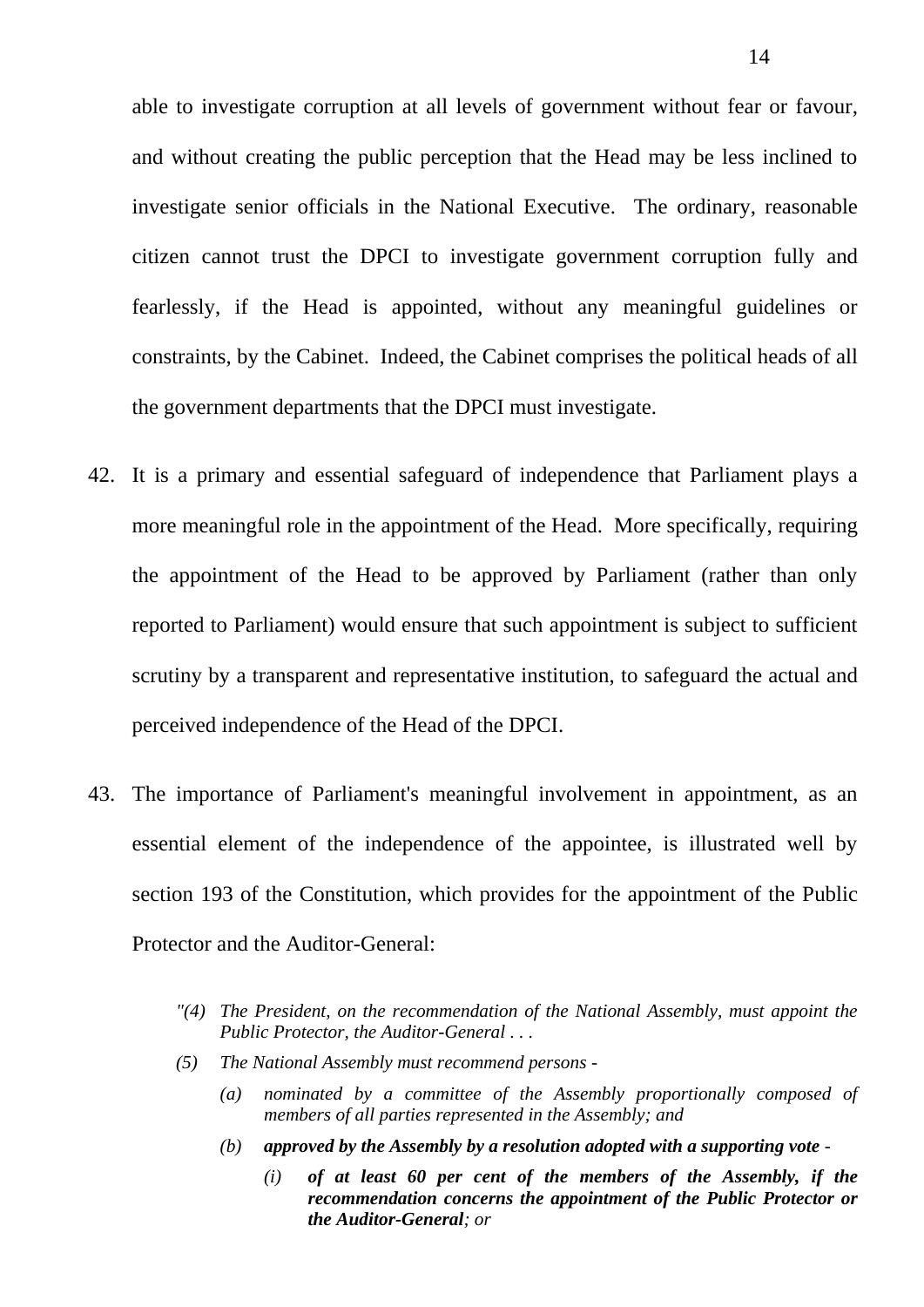able to investigate corruption at all levels of government without fear or favour, and without creating the public perception that the Head may be less inclined to investigate senior officials in the National Executive. The ordinary, reasonable citizen cannot trust the DPCI to investigate government corruption fully and fearlessly, if the Head is appointed, without any meaningful guidelines or constraints, by the Cabinet. Indeed, the Cabinet comprises the political heads of all the government departments that the DPCI must investigate.

42. It is a primary and essential safeguard of independence that Parliament plays a more meaningful role in the appointment of the Head. More specifically, requiring the appointment of the Head to be approved by Parliament (rather than only reported to Parliament) would ensure that such appointment is subject to sufficient scrutiny by a transparent and representative institution, to safeguard the actual and perceived independence of the Head of the DPCI.

43. The importance of Parliament's meaningful involvement in appointment, as an essential element of the independence of the appointee, is illustrated well by section 193 of the Constitution, which provides for the appointment of the Public Protector and the Auditor-General:

> *"(4) The President, on the recommendation of the National Assembly, must appoint the Public Protector, the Auditor-General . . .*
>
> *(5) The National Assembly must recommend persons -*
>
> > *(a) nominated by a committee of the Assembly proportionally composed of members of all parties represented in the Assembly; and*
> >
> > *(b)* ***approved by the Assembly by a resolution adopted with a supporting vote*** *-*
> >
> > > *(i)* ***of at least 60 per cent of the members of the Assembly, if the recommendation concerns the appointment of the Public Protector or the Auditor-General****; or*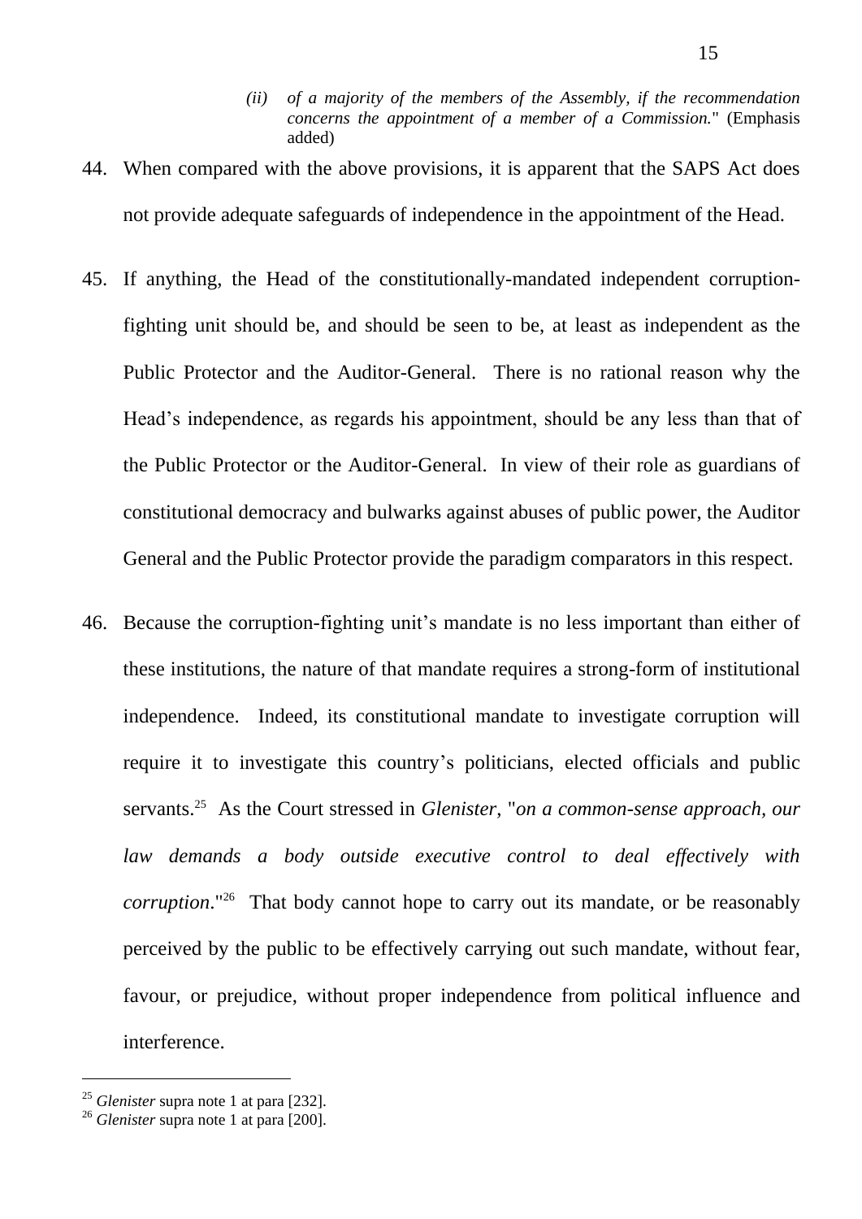> *(ii) of a majority of the members of the Assembly, if the recommendation concerns the appointment of a member of a Commission.*" (Emphasis added)

44. When compared with the above provisions, it is apparent that the SAPS Act does not provide adequate safeguards of independence in the appointment of the Head.

45. If anything, the Head of the constitutionally-mandated independent corruption-fighting unit should be, and should be seen to be, at least as independent as the Public Protector and the Auditor-General. There is no rational reason why the Head's independence, as regards his appointment, should be any less than that of the Public Protector or the Auditor-General. In view of their role as guardians of constitutional democracy and bulwarks against abuses of public power, the Auditor General and the Public Protector provide the paradigm comparators in this respect.

46. Because the corruption-fighting unit's mandate is no less important than either of these institutions, the nature of that mandate requires a strong-form of institutional independence. Indeed, its constitutional mandate to investigate corruption will require it to investigate this country's politicians, elected officials and public servants.[25] As the Court stressed in *Glenister*, "*on a common-sense approach, our law demands a body outside executive control to deal effectively with corruption*."[26] That body cannot hope to carry out its mandate, or be reasonably perceived by the public to be effectively carrying out such mandate, without fear, favour, or prejudice, without proper independence from political influence and interference.

---

[25] *Glenister* supra note 1 at para [232].

[26] *Glenister* supra note 1 at para [200].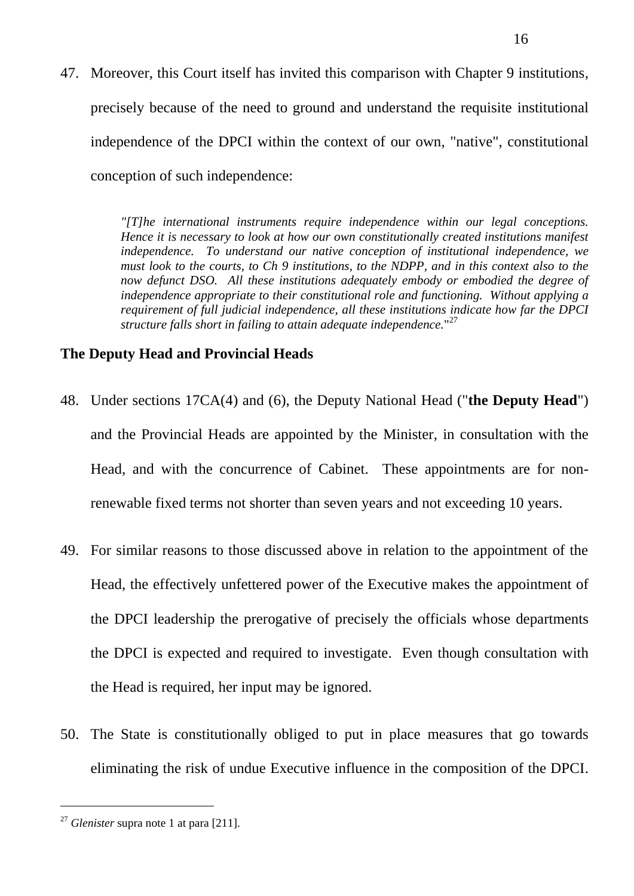47. Moreover, this Court itself has invited this comparison with Chapter 9 institutions, precisely because of the need to ground and understand the requisite institutional independence of the DPCI within the context of our own, "native", constitutional conception of such independence:

> *"[T]he international instruments require independence within our legal conceptions. Hence it is necessary to look at how our own constitutionally created institutions manifest independence. To understand our native conception of institutional independence, we must look to the courts, to Ch 9 institutions, to the NDPP, and in this context also to the now defunct DSO. All these institutions adequately embody or embodied the degree of independence appropriate to their constitutional role and functioning. Without applying a requirement of full judicial independence, all these institutions indicate how far the DPCI structure falls short in failing to attain adequate independence.*"[27]

**The Deputy Head and Provincial Heads**

48. Under sections 17CA(4) and (6), the Deputy National Head ("**the Deputy Head**") and the Provincial Heads are appointed by the Minister, in consultation with the Head, and with the concurrence of Cabinet. These appointments are for non-renewable fixed terms not shorter than seven years and not exceeding 10 years.

49. For similar reasons to those discussed above in relation to the appointment of the Head, the effectively unfettered power of the Executive makes the appointment of the DPCI leadership the prerogative of precisely the officials whose departments the DPCI is expected and required to investigate. Even though consultation with the Head is required, her input may be ignored.

50. The State is constitutionally obliged to put in place measures that go towards eliminating the risk of undue Executive influence in the composition of the DPCI.

---

[27] *Glenister* supra note 1 at para [211].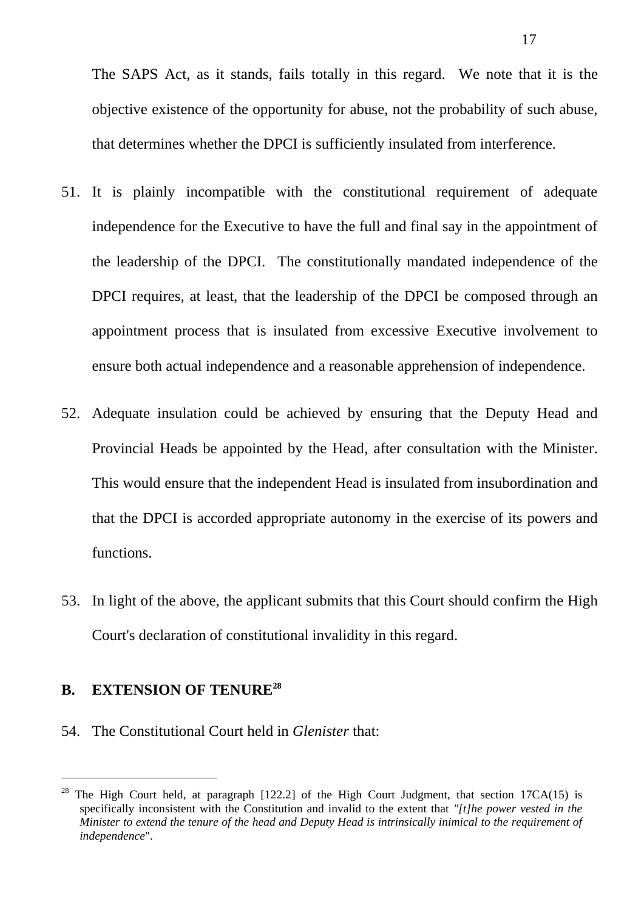The SAPS Act, as it stands, fails totally in this regard. We note that it is the objective existence of the opportunity for abuse, not the probability of such abuse, that determines whether the DPCI is sufficiently insulated from interference.

51. It is plainly incompatible with the constitutional requirement of adequate independence for the Executive to have the full and final say in the appointment of the leadership of the DPCI. The constitutionally mandated independence of the DPCI requires, at least, that the leadership of the DPCI be composed through an appointment process that is insulated from excessive Executive involvement to ensure both actual independence and a reasonable apprehension of independence.

52. Adequate insulation could be achieved by ensuring that the Deputy Head and Provincial Heads be appointed by the Head, after consultation with the Minister. This would ensure that the independent Head is insulated from insubordination and that the DPCI is accorded appropriate autonomy in the exercise of its powers and functions.

53. In light of the above, the applicant submits that this Court should confirm the High Court's declaration of constitutional invalidity in this regard.

## B. EXTENSION OF TENURE[28]

54. The Constitutional Court held in *Glenister* that:

---

[28] The High Court held, at paragraph [122.2] of the High Court Judgment, that section 17CA(15) is specifically inconsistent with the Constitution and invalid to the extent that *"[t]he power vested in the Minister to extend the tenure of the head and Deputy Head is intrinsically inimical to the requirement of independence*".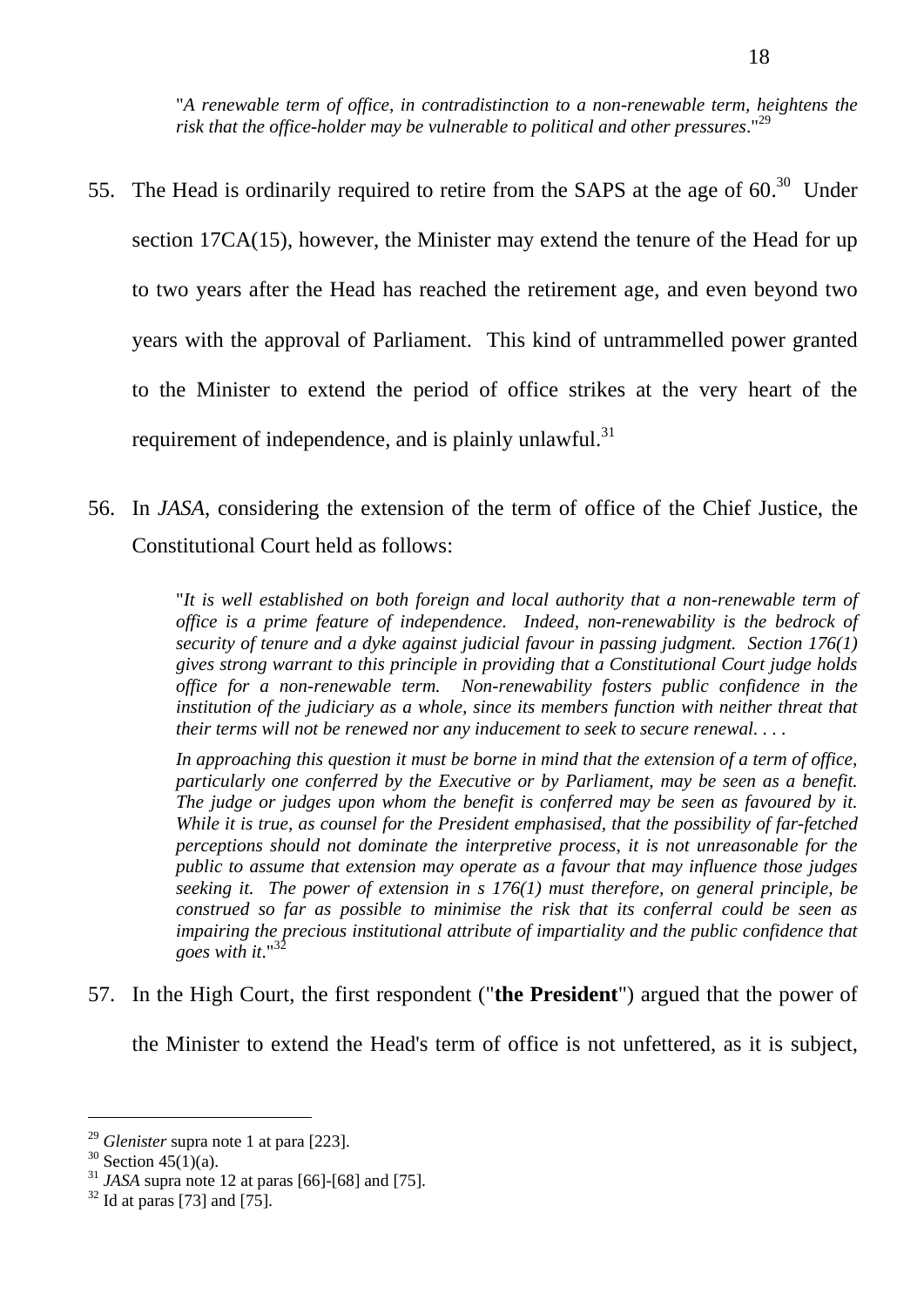> "*A renewable term of office, in contradistinction to a non-renewable term, heightens the risk that the office-holder may be vulnerable to political and other pressures*."[29]

55. The Head is ordinarily required to retire from the SAPS at the age of 60.[30] Under section 17CA(15), however, the Minister may extend the tenure of the Head for up to two years after the Head has reached the retirement age, and even beyond two years with the approval of Parliament. This kind of untrammelled power granted to the Minister to extend the period of office strikes at the very heart of the requirement of independence, and is plainly unlawful.[31]

56. In *JASA*, considering the extension of the term of office of the Chief Justice, the Constitutional Court held as follows:

> "*It is well established on both foreign and local authority that a non-renewable term of office is a prime feature of independence. Indeed, non-renewability is the bedrock of security of tenure and a dyke against judicial favour in passing judgment. Section 176(1) gives strong warrant to this principle in providing that a Constitutional Court judge holds office for a non-renewable term. Non-renewability fosters public confidence in the institution of the judiciary as a whole, since its members function with neither threat that their terms will not be renewed nor any inducement to seek to secure renewal. . . .*
>
> *In approaching this question it must be borne in mind that the extension of a term of office, particularly one conferred by the Executive or by Parliament, may be seen as a benefit. The judge or judges upon whom the benefit is conferred may be seen as favoured by it. While it is true, as counsel for the President emphasised, that the possibility of far-fetched perceptions should not dominate the interpretive process, it is not unreasonable for the public to assume that extension may operate as a favour that may influence those judges seeking it. The power of extension in s 176(1) must therefore, on general principle, be construed so far as possible to minimise the risk that its conferral could be seen as impairing the precious institutional attribute of impartiality and the public confidence that goes with it.*"[32]

57. In the High Court, the first respondent ("**the President**") argued that the power of the Minister to extend the Head's term of office is not unfettered, as it is subject,

---

[29] *Glenister* supra note 1 at para [223].

[30] Section 45(1)(a).

[31] *JASA* supra note 12 at paras [66]-[68] and [75].

[32] Id at paras [73] and [75].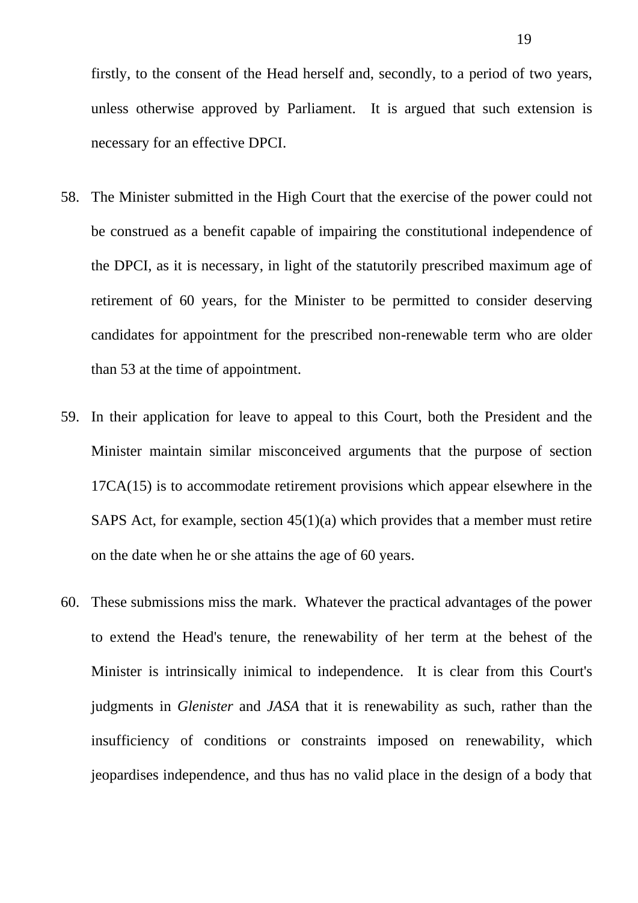firstly, to the consent of the Head herself and, secondly, to a period of two years, unless otherwise approved by Parliament. It is argued that such extension is necessary for an effective DPCI.

58. The Minister submitted in the High Court that the exercise of the power could not be construed as a benefit capable of impairing the constitutional independence of the DPCI, as it is necessary, in light of the statutorily prescribed maximum age of retirement of 60 years, for the Minister to be permitted to consider deserving candidates for appointment for the prescribed non-renewable term who are older than 53 at the time of appointment.

59. In their application for leave to appeal to this Court, both the President and the Minister maintain similar misconceived arguments that the purpose of section 17CA(15) is to accommodate retirement provisions which appear elsewhere in the SAPS Act, for example, section 45(1)(a) which provides that a member must retire on the date when he or she attains the age of 60 years.

60. These submissions miss the mark. Whatever the practical advantages of the power to extend the Head's tenure, the renewability of her term at the behest of the Minister is intrinsically inimical to independence. It is clear from this Court's judgments in *Glenister* and *JASA* that it is renewability as such, rather than the insufficiency of conditions or constraints imposed on renewability, which jeopardises independence, and thus has no valid place in the design of a body that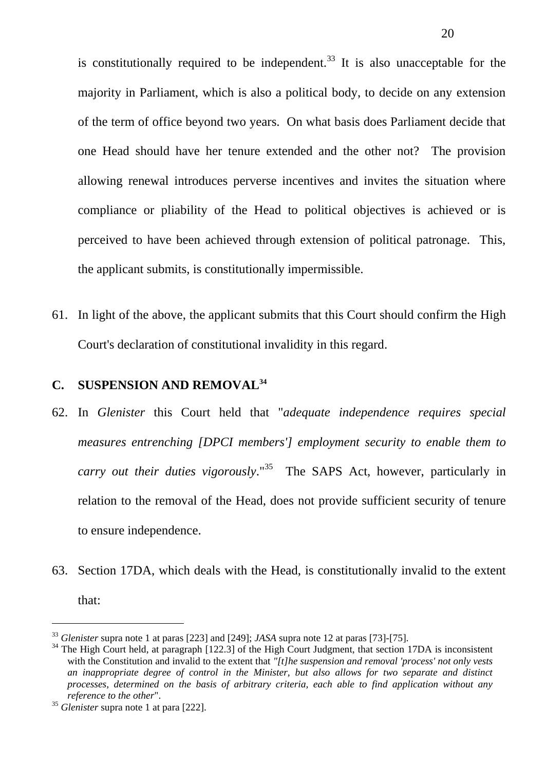is constitutionally required to be independent.[33] It is also unacceptable for the majority in Parliament, which is also a political body, to decide on any extension of the term of office beyond two years. On what basis does Parliament decide that one Head should have her tenure extended and the other not? The provision allowing renewal introduces perverse incentives and invites the situation where compliance or pliability of the Head to political objectives is achieved or is perceived to have been achieved through extension of political patronage. This, the applicant submits, is constitutionally impermissible.

61. In light of the above, the applicant submits that this Court should confirm the High Court's declaration of constitutional invalidity in this regard.

## C. SUSPENSION AND REMOVAL[34]

62. In *Glenister* this Court held that "*adequate independence requires special measures entrenching [DPCI members'] employment security to enable them to carry out their duties vigorously*."[35] The SAPS Act, however, particularly in relation to the removal of the Head, does not provide sufficient security of tenure to ensure independence.

63. Section 17DA, which deals with the Head, is constitutionally invalid to the extent that:

---

[33] *Glenister* supra note 1 at paras [223] and [249]; *JASA* supra note 12 at paras [73]-[75].

[34] The High Court held, at paragraph [122.3] of the High Court Judgment, that section 17DA is inconsistent with the Constitution and invalid to the extent that *"[t]he suspension and removal 'process' not only vests an inappropriate degree of control in the Minister, but also allows for two separate and distinct processes, determined on the basis of arbitrary criteria, each able to find application without any reference to the other*".

[35] *Glenister* supra note 1 at para [222].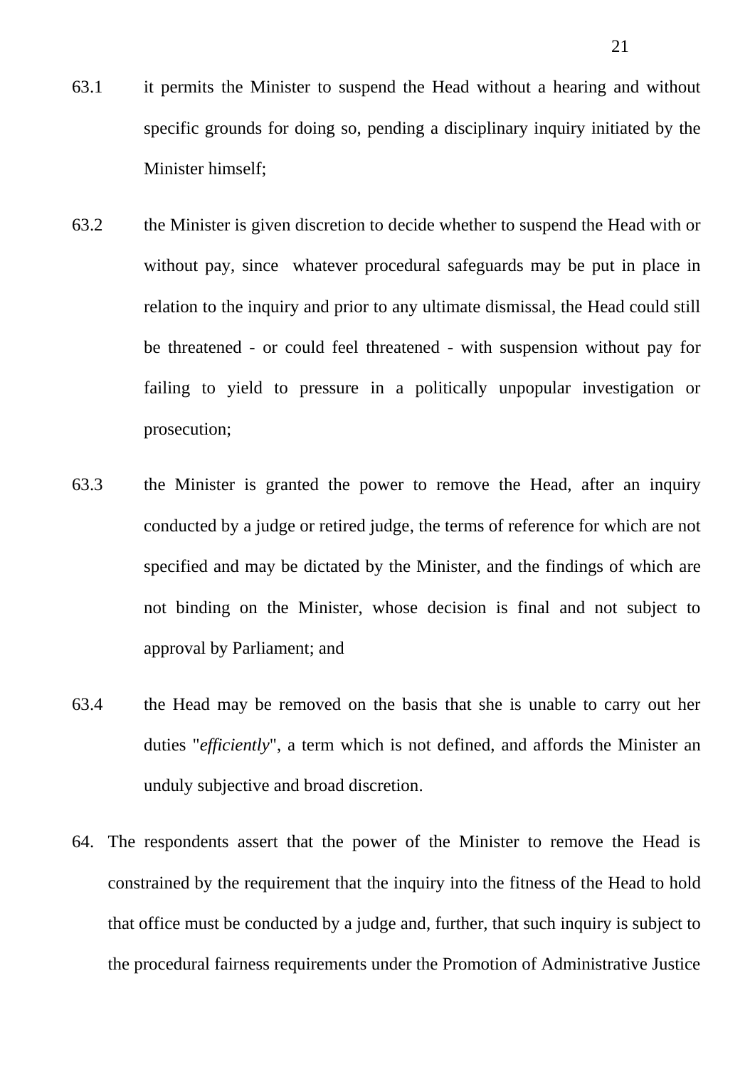63.1 it permits the Minister to suspend the Head without a hearing and without specific grounds for doing so, pending a disciplinary inquiry initiated by the Minister himself;

63.2 the Minister is given discretion to decide whether to suspend the Head with or without pay, since whatever procedural safeguards may be put in place in relation to the inquiry and prior to any ultimate dismissal, the Head could still be threatened - or could feel threatened - with suspension without pay for failing to yield to pressure in a politically unpopular investigation or prosecution;

63.3 the Minister is granted the power to remove the Head, after an inquiry conducted by a judge or retired judge, the terms of reference for which are not specified and may be dictated by the Minister, and the findings of which are not binding on the Minister, whose decision is final and not subject to approval by Parliament; and

63.4 the Head may be removed on the basis that she is unable to carry out her duties "*efficiently*", a term which is not defined, and affords the Minister an unduly subjective and broad discretion.

64. The respondents assert that the power of the Minister to remove the Head is constrained by the requirement that the inquiry into the fitness of the Head to hold that office must be conducted by a judge and, further, that such inquiry is subject to the procedural fairness requirements under the Promotion of Administrative Justice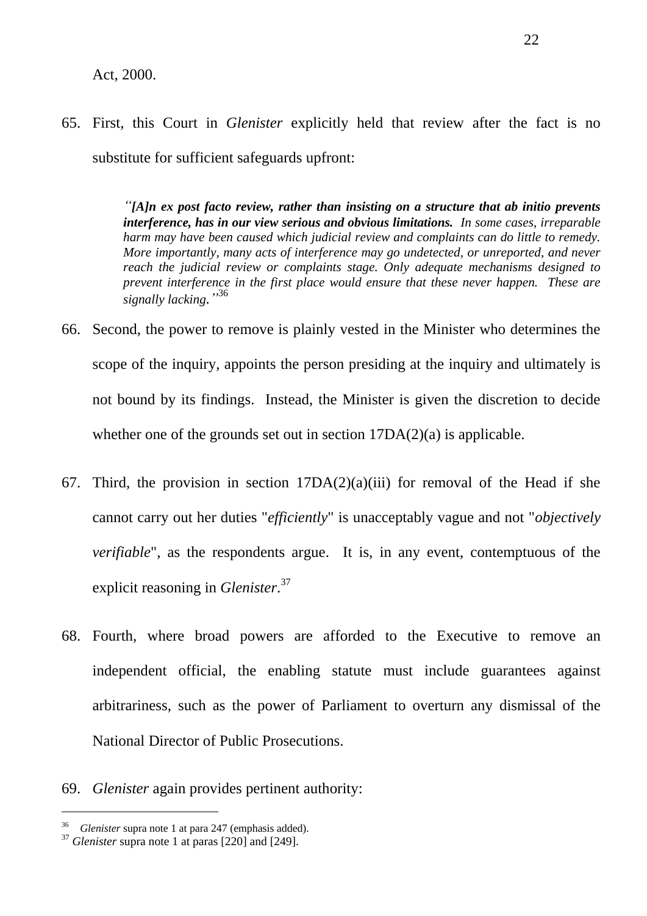Act, 2000.

65. First, this Court in *Glenister* explicitly held that review after the fact is no substitute for sufficient safeguards upfront:

> *"**[A]n ex post facto review, rather than insisting on a structure that ab initio prevents interference, has in our view serious and obvious limitations.** In some cases, irreparable harm may have been caused which judicial review and complaints can do little to remedy. More importantly, many acts of interference may go undetected, or unreported, and never reach the judicial review or complaints stage. Only adequate mechanisms designed to prevent interference in the first place would ensure that these never happen. These are signally lacking."*[36]

66. Second, the power to remove is plainly vested in the Minister who determines the scope of the inquiry, appoints the person presiding at the inquiry and ultimately is not bound by its findings. Instead, the Minister is given the discretion to decide whether one of the grounds set out in section 17DA(2)(a) is applicable.

67. Third, the provision in section 17DA(2)(a)(iii) for removal of the Head if she cannot carry out her duties "*efficiently*" is unacceptably vague and not "*objectively verifiable*", as the respondents argue. It is, in any event, contemptuous of the explicit reasoning in *Glenister*.[37]

68. Fourth, where broad powers are afforded to the Executive to remove an independent official, the enabling statute must include guarantees against arbitrariness, such as the power of Parliament to overturn any dismissal of the National Director of Public Prosecutions.

69. *Glenister* again provides pertinent authority:

---

[36] *Glenister* supra note 1 at para 247 (emphasis added).

[37] *Glenister* supra note 1 at paras [220] and [249].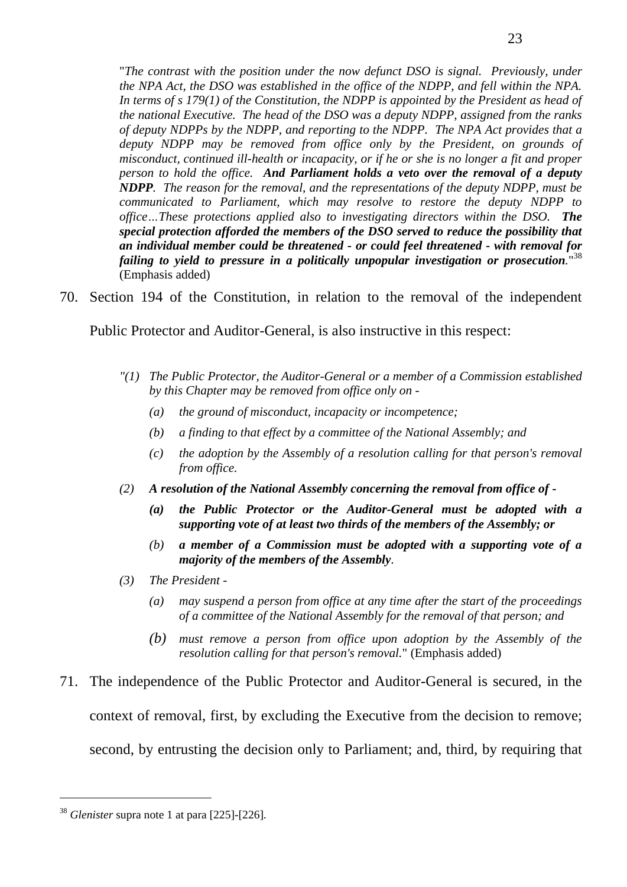"*The contrast with the position under the now defunct DSO is signal. Previously, under the NPA Act, the DSO was established in the office of the NDPP, and fell within the NPA. In terms of s 179(1) of the Constitution, the NDPP is appointed by the President as head of the national Executive. The head of the DSO was a deputy NDPP, assigned from the ranks of deputy NDPPs by the NDPP, and reporting to the NDPP. The NPA Act provides that a deputy NDPP may be removed from office only by the President, on grounds of misconduct, continued ill-health or incapacity, or if he or she is no longer a fit and proper person to hold the office.* ***And Parliament holds a veto over the removal of a deputy NDPP****. The reason for the removal, and the representations of the deputy NDPP, must be communicated to Parliament, which may resolve to restore the deputy NDPP to office…These protections applied also to investigating directors within the DSO.* ***The special protection afforded the members of the DSO served to reduce the possibility that an individual member could be threatened - or could feel threatened - with removal for failing to yield to pressure in a politically unpopular investigation or prosecution****.*"[38] (Emphasis added)

70. Section 194 of the Constitution, in relation to the removal of the independent Public Protector and Auditor-General, is also instructive in this respect:

> *"(1) The Public Protector, the Auditor-General or a member of a Commission established by this Chapter may be removed from office only on -*
>
> *(a) the ground of misconduct, incapacity or incompetence;*
>
> *(b) a finding to that effect by a committee of the National Assembly; and*
>
> *(c) the adoption by the Assembly of a resolution calling for that person's removal from office.*
>
> *(2)* ***A resolution of the National Assembly concerning the removal from office of -***
>
> ***(a) the Public Protector or the Auditor-General must be adopted with a supporting vote of at least two thirds of the members of the Assembly; or***
>
> ***(b) a member of a Commission must be adopted with a supporting vote of a majority of the members of the Assembly****.*
>
> *(3) The President -*
>
> *(a) may suspend a person from office at any time after the start of the proceedings of a committee of the National Assembly for the removal of that person; and*
>
> *(b) must remove a person from office upon adoption by the Assembly of the resolution calling for that person's removal.*" (Emphasis added)

71. The independence of the Public Protector and Auditor-General is secured, in the context of removal, first, by excluding the Executive from the decision to remove; second, by entrusting the decision only to Parliament; and, third, by requiring that

---

[38] *Glenister* supra note 1 at para [225]-[226].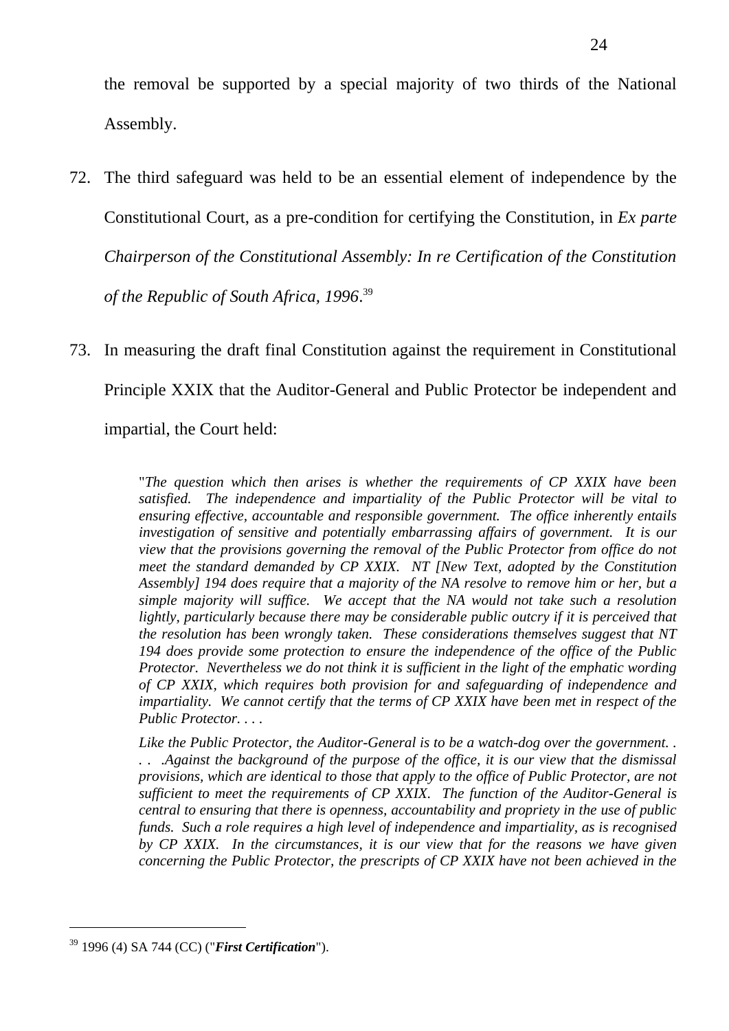the removal be supported by a special majority of two thirds of the National Assembly.

72. The third safeguard was held to be an essential element of independence by the Constitutional Court, as a pre-condition for certifying the Constitution, in *Ex parte Chairperson of the Constitutional Assembly: In re Certification of the Constitution of the Republic of South Africa, 1996*.[39]

73. In measuring the draft final Constitution against the requirement in Constitutional Principle XXIX that the Auditor-General and Public Protector be independent and impartial, the Court held:

> "*The question which then arises is whether the requirements of CP XXIX have been satisfied. The independence and impartiality of the Public Protector will be vital to ensuring effective, accountable and responsible government. The office inherently entails investigation of sensitive and potentially embarrassing affairs of government. It is our view that the provisions governing the removal of the Public Protector from office do not meet the standard demanded by CP XXIX. NT [New Text, adopted by the Constitution Assembly] 194 does require that a majority of the NA resolve to remove him or her, but a simple majority will suffice. We accept that the NA would not take such a resolution lightly, particularly because there may be considerable public outcry if it is perceived that the resolution has been wrongly taken. These considerations themselves suggest that NT 194 does provide some protection to ensure the independence of the office of the Public Protector. Nevertheless we do not think it is sufficient in the light of the emphatic wording of CP XXIX, which requires both provision for and safeguarding of independence and impartiality. We cannot certify that the terms of CP XXIX have been met in respect of the Public Protector. . . .*
>
> *Like the Public Protector, the Auditor-General is to be a watch-dog over the government. . . . .Against the background of the purpose of the office, it is our view that the dismissal provisions, which are identical to those that apply to the office of Public Protector, are not sufficient to meet the requirements of CP XXIX. The function of the Auditor-General is central to ensuring that there is openness, accountability and propriety in the use of public funds. Such a role requires a high level of independence and impartiality, as is recognised by CP XXIX. In the circumstances, it is our view that for the reasons we have given concerning the Public Protector, the prescripts of CP XXIX have not been achieved in the*

---

[39] 1996 (4) SA 744 (CC) ("***First Certification***").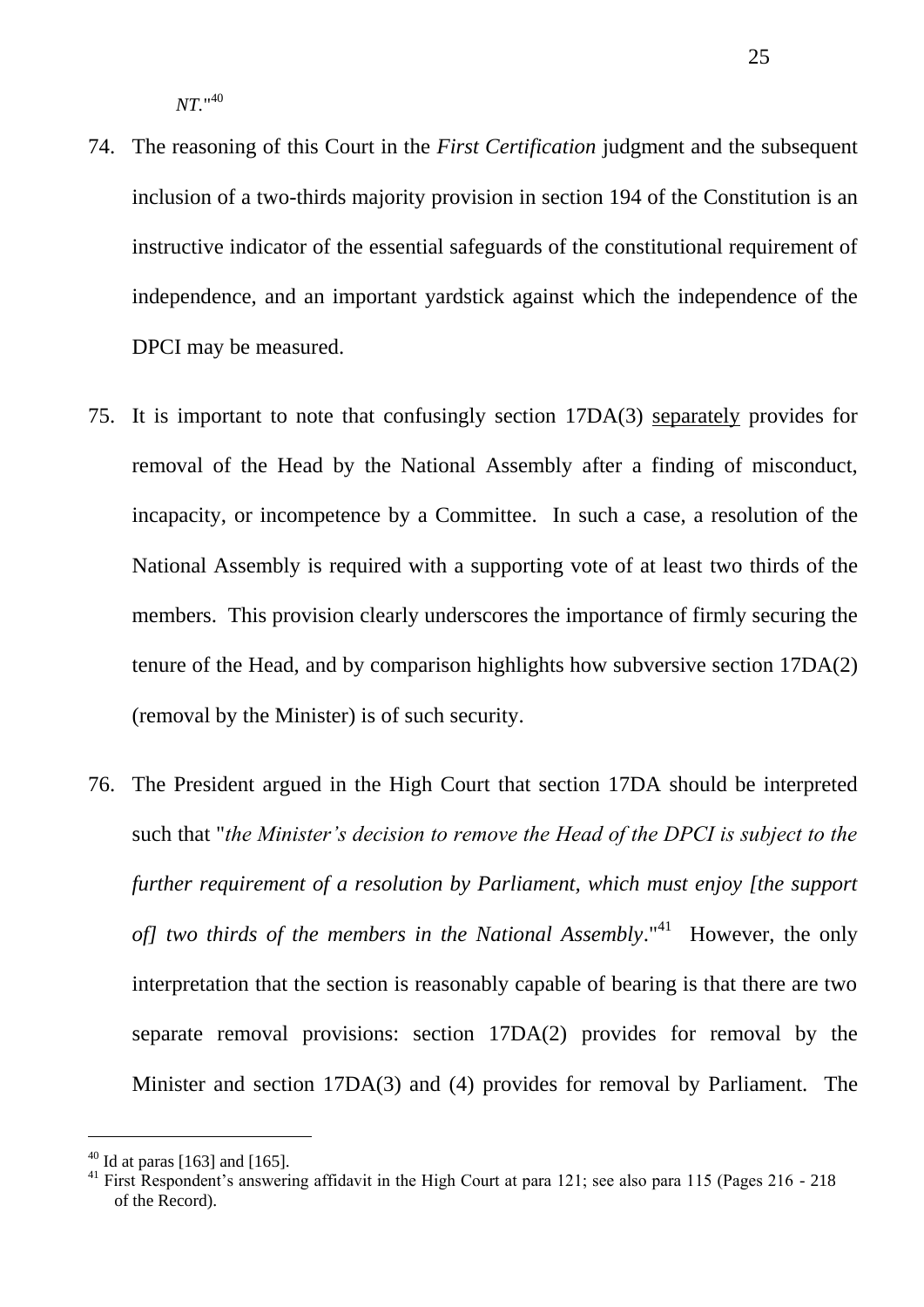*NT*."[40]

74. The reasoning of this Court in the *First Certification* judgment and the subsequent inclusion of a two-thirds majority provision in section 194 of the Constitution is an instructive indicator of the essential safeguards of the constitutional requirement of independence, and an important yardstick against which the independence of the DPCI may be measured.

75. It is important to note that confusingly section 17DA(3) <u>separately</u> provides for removal of the Head by the National Assembly after a finding of misconduct, incapacity, or incompetence by a Committee. In such a case, a resolution of the National Assembly is required with a supporting vote of at least two thirds of the members. This provision clearly underscores the importance of firmly securing the tenure of the Head, and by comparison highlights how subversive section 17DA(2) (removal by the Minister) is of such security.

76. The President argued in the High Court that section 17DA should be interpreted such that "*the Minister's decision to remove the Head of the DPCI is subject to the further requirement of a resolution by Parliament, which must enjoy [the support of] two thirds of the members in the National Assembly*."[41] However, the only interpretation that the section is reasonably capable of bearing is that there are two separate removal provisions: section 17DA(2) provides for removal by the Minister and section 17DA(3) and (4) provides for removal by Parliament. The

---

[40] Id at paras [163] and [165].

[41] First Respondent's answering affidavit in the High Court at para 121; see also para 115 (Pages 216 - 218 of the Record).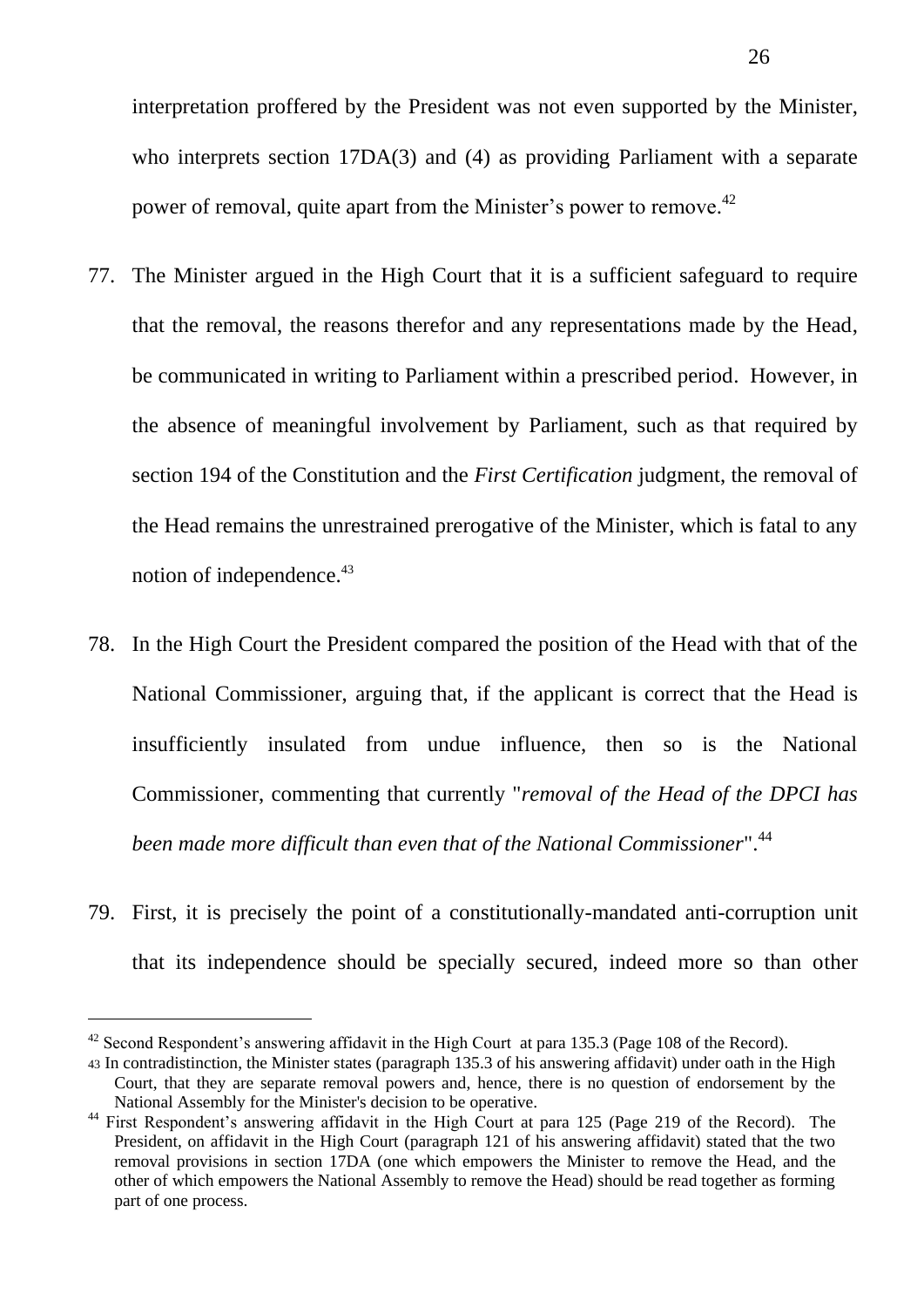interpretation proffered by the President was not even supported by the Minister, who interprets section 17DA(3) and (4) as providing Parliament with a separate power of removal, quite apart from the Minister's power to remove.[42]

77. The Minister argued in the High Court that it is a sufficient safeguard to require that the removal, the reasons therefor and any representations made by the Head, be communicated in writing to Parliament within a prescribed period. However, in the absence of meaningful involvement by Parliament, such as that required by section 194 of the Constitution and the *First Certification* judgment, the removal of the Head remains the unrestrained prerogative of the Minister, which is fatal to any notion of independence.[43]

78. In the High Court the President compared the position of the Head with that of the National Commissioner, arguing that, if the applicant is correct that the Head is insufficiently insulated from undue influence, then so is the National Commissioner, commenting that currently "*removal of the Head of the DPCI has been made more difficult than even that of the National Commissioner*".[44]

79. First, it is precisely the point of a constitutionally-mandated anti-corruption unit that its independence should be specially secured, indeed more so than other

---

[42] Second Respondent's answering affidavit in the High Court at para 135.3 (Page 108 of the Record).

[43] In contradistinction, the Minister states (paragraph 135.3 of his answering affidavit) under oath in the High Court, that they are separate removal powers and, hence, there is no question of endorsement by the National Assembly for the Minister's decision to be operative.

[44] First Respondent's answering affidavit in the High Court at para 125 (Page 219 of the Record). The President, on affidavit in the High Court (paragraph 121 of his answering affidavit) stated that the two removal provisions in section 17DA (one which empowers the Minister to remove the Head, and the other of which empowers the National Assembly to remove the Head) should be read together as forming part of one process.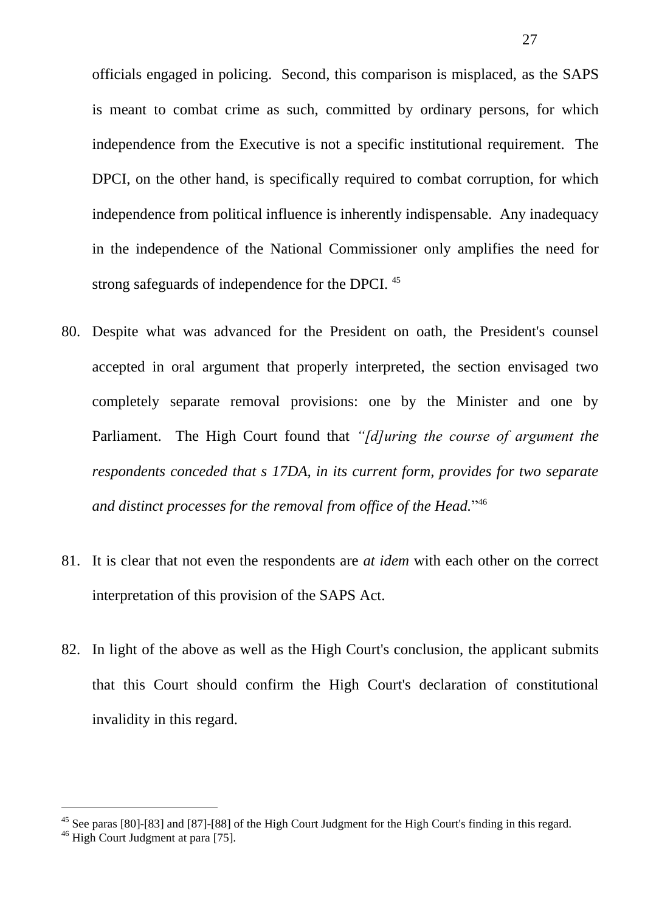officials engaged in policing. Second, this comparison is misplaced, as the SAPS is meant to combat crime as such, committed by ordinary persons, for which independence from the Executive is not a specific institutional requirement. The DPCI, on the other hand, is specifically required to combat corruption, for which independence from political influence is inherently indispensable. Any inadequacy in the independence of the National Commissioner only amplifies the need for strong safeguards of independence for the DPCI. [45]

80. Despite what was advanced for the President on oath, the President's counsel accepted in oral argument that properly interpreted, the section envisaged two completely separate removal provisions: one by the Minister and one by Parliament. The High Court found that *"[d]uring the course of argument the respondents conceded that s 17DA, in its current form, provides for two separate and distinct processes for the removal from office of the Head.*"[46]

81. It is clear that not even the respondents are *at idem* with each other on the correct interpretation of this provision of the SAPS Act.

82. In light of the above as well as the High Court's conclusion, the applicant submits that this Court should confirm the High Court's declaration of constitutional invalidity in this regard.

---

[45] See paras [80]-[83] and [87]-[88] of the High Court Judgment for the High Court's finding in this regard.

[46] High Court Judgment at para [75].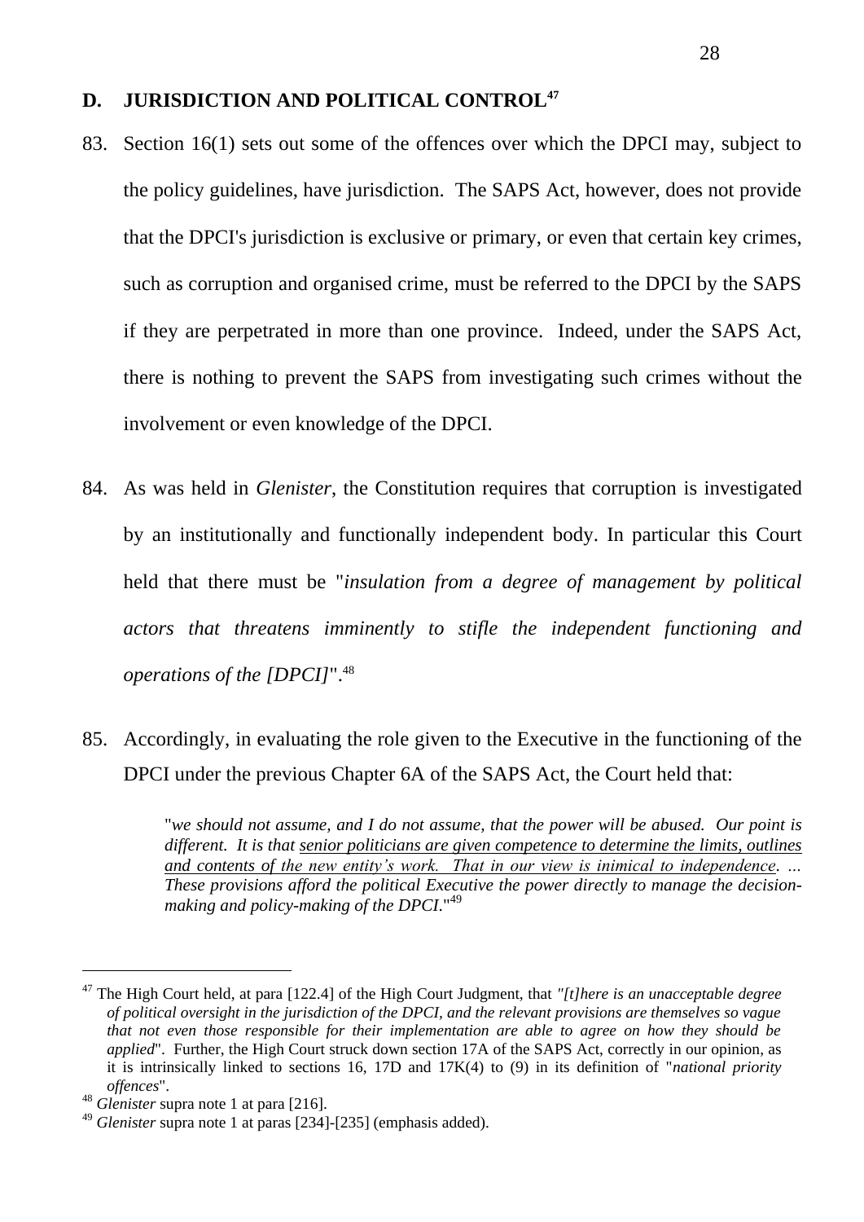## D. JURISDICTION AND POLITICAL CONTROL[47]

83. Section 16(1) sets out some of the offences over which the DPCI may, subject to the policy guidelines, have jurisdiction. The SAPS Act, however, does not provide that the DPCI's jurisdiction is exclusive or primary, or even that certain key crimes, such as corruption and organised crime, must be referred to the DPCI by the SAPS if they are perpetrated in more than one province. Indeed, under the SAPS Act, there is nothing to prevent the SAPS from investigating such crimes without the involvement or even knowledge of the DPCI.

84. As was held in *Glenister*, the Constitution requires that corruption is investigated by an institutionally and functionally independent body. In particular this Court held that there must be "*insulation from a degree of management by political actors that threatens imminently to stifle the independent functioning and operations of the [DPCI]*".[48]

85. Accordingly, in evaluating the role given to the Executive in the functioning of the DPCI under the previous Chapter 6A of the SAPS Act, the Court held that:

> "*we should not assume, and I do not assume, that the power will be abused. Our point is different. It is that <u>senior politicians are given competence to determine the limits, outlines and contents of the new entity's work. That in our view is inimical to independence</u>. … These provisions afford the political Executive the power directly to manage the decision-making and policy-making of the DPCI*."[49]

---

[47] The High Court held, at para [122.4] of the High Court Judgment, that *"[t]here is an unacceptable degree of political oversight in the jurisdiction of the DPCI, and the relevant provisions are themselves so vague that not even those responsible for their implementation are able to agree on how they should be applied*". Further, the High Court struck down section 17A of the SAPS Act, correctly in our opinion, as it is intrinsically linked to sections 16, 17D and 17K(4) to (9) in its definition of "*national priority offences*".

[48] *Glenister* supra note 1 at para [216].

[49] *Glenister* supra note 1 at paras [234]-[235] (emphasis added).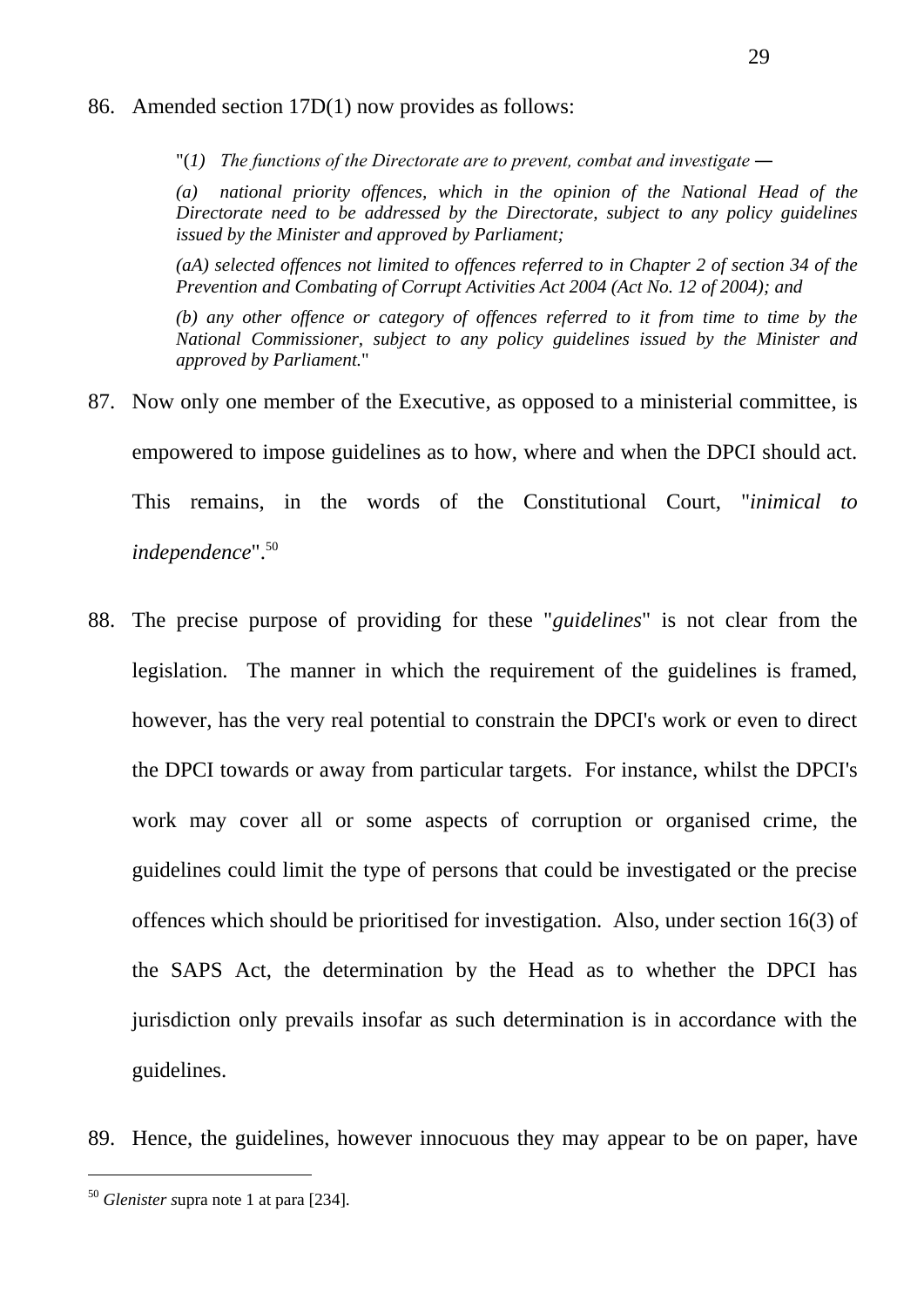86. Amended section 17D(1) now provides as follows:

> "*(1) The functions of the Directorate are to prevent, combat and investigate —*
>
> *(a) national priority offences, which in the opinion of the National Head of the Directorate need to be addressed by the Directorate, subject to any policy guidelines issued by the Minister and approved by Parliament;*
>
> *(aA) selected offences not limited to offences referred to in Chapter 2 of section 34 of the Prevention and Combating of Corrupt Activities Act 2004 (Act No. 12 of 2004); and*
>
> *(b) any other offence or category of offences referred to it from time to time by the National Commissioner, subject to any policy guidelines issued by the Minister and approved by Parliament.*"

87. Now only one member of the Executive, as opposed to a ministerial committee, is empowered to impose guidelines as to how, where and when the DPCI should act. This remains, in the words of the Constitutional Court, "*inimical to independence*".[50]

88. The precise purpose of providing for these "*guidelines*" is not clear from the legislation. The manner in which the requirement of the guidelines is framed, however, has the very real potential to constrain the DPCI's work or even to direct the DPCI towards or away from particular targets. For instance, whilst the DPCI's work may cover all or some aspects of corruption or organised crime, the guidelines could limit the type of persons that could be investigated or the precise offences which should be prioritised for investigation. Also, under section 16(3) of the SAPS Act, the determination by the Head as to whether the DPCI has jurisdiction only prevails insofar as such determination is in accordance with the guidelines.

89. Hence, the guidelines, however innocuous they may appear to be on paper, have

---

[50] *Glenister s*upra note 1 at para [234].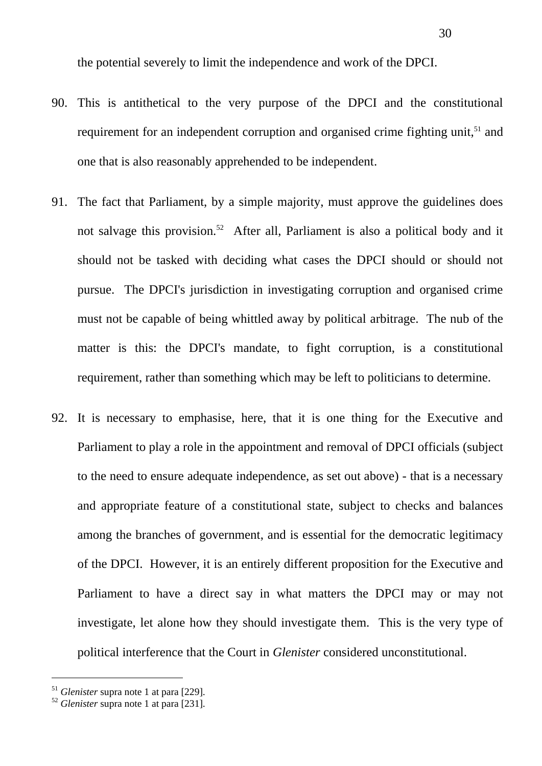the potential severely to limit the independence and work of the DPCI.

90. This is antithetical to the very purpose of the DPCI and the constitutional requirement for an independent corruption and organised crime fighting unit,[51] and one that is also reasonably apprehended to be independent.

91. The fact that Parliament, by a simple majority, must approve the guidelines does not salvage this provision.[52] After all, Parliament is also a political body and it should not be tasked with deciding what cases the DPCI should or should not pursue. The DPCI's jurisdiction in investigating corruption and organised crime must not be capable of being whittled away by political arbitrage. The nub of the matter is this: the DPCI's mandate, to fight corruption, is a constitutional requirement, rather than something which may be left to politicians to determine.

92. It is necessary to emphasise, here, that it is one thing for the Executive and Parliament to play a role in the appointment and removal of DPCI officials (subject to the need to ensure adequate independence, as set out above) - that is a necessary and appropriate feature of a constitutional state, subject to checks and balances among the branches of government, and is essential for the democratic legitimacy of the DPCI. However, it is an entirely different proposition for the Executive and Parliament to have a direct say in what matters the DPCI may or may not investigate, let alone how they should investigate them. This is the very type of political interference that the Court in *Glenister* considered unconstitutional.

---

[51] *Glenister* supra note 1 at para [229].

[52] *Glenister* supra note 1 at para [231].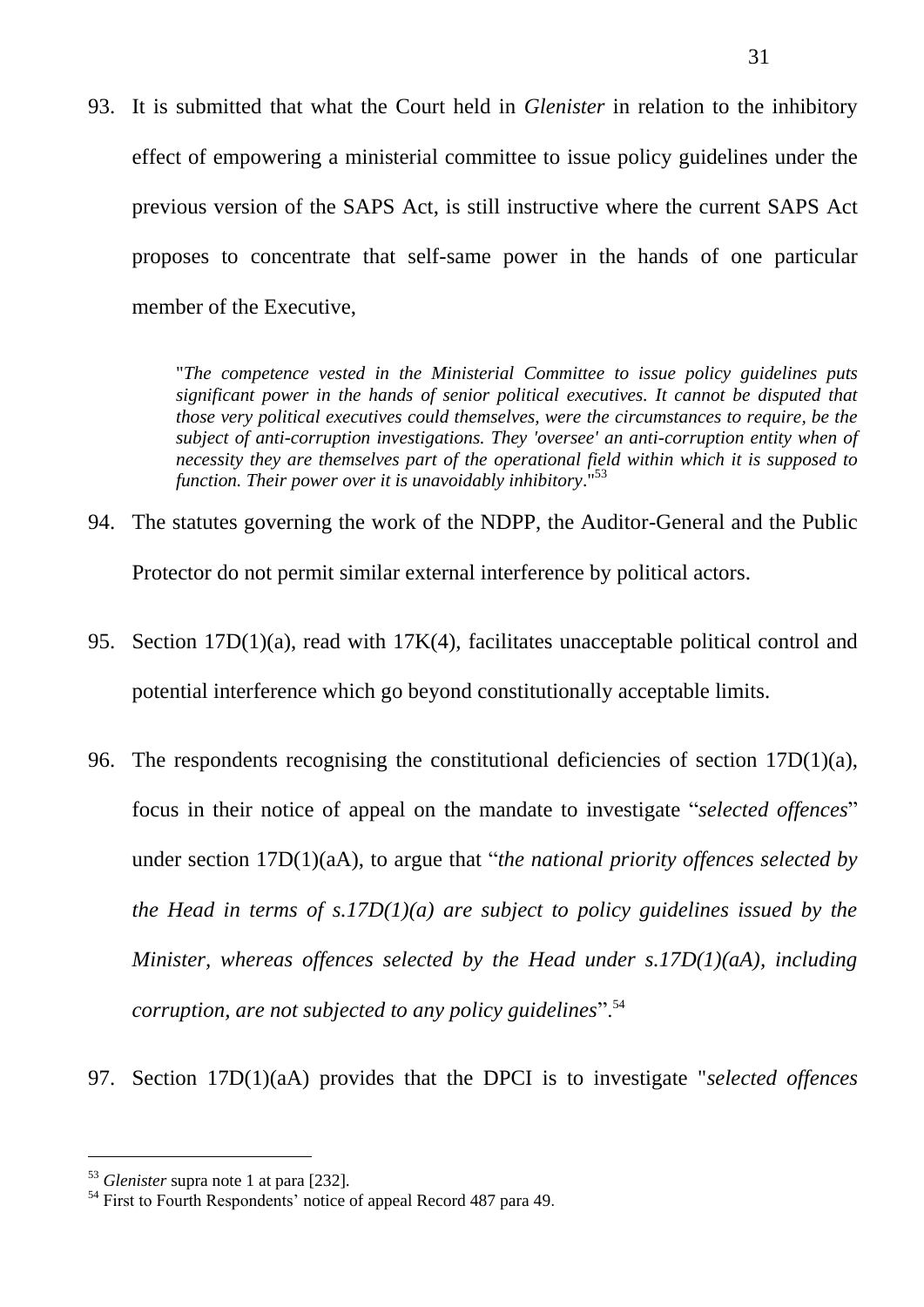93. It is submitted that what the Court held in *Glenister* in relation to the inhibitory effect of empowering a ministerial committee to issue policy guidelines under the previous version of the SAPS Act, is still instructive where the current SAPS Act proposes to concentrate that self-same power in the hands of one particular member of the Executive,

> "*The competence vested in the Ministerial Committee to issue policy guidelines puts significant power in the hands of senior political executives. It cannot be disputed that those very political executives could themselves, were the circumstances to require, be the subject of anti-corruption investigations. They 'oversee' an anti-corruption entity when of necessity they are themselves part of the operational field within which it is supposed to function. Their power over it is unavoidably inhibitory*."[53]

94. The statutes governing the work of the NDPP, the Auditor-General and the Public Protector do not permit similar external interference by political actors.

95. Section 17D(1)(a), read with 17K(4), facilitates unacceptable political control and potential interference which go beyond constitutionally acceptable limits.

96. The respondents recognising the constitutional deficiencies of section 17D(1)(a), focus in their notice of appeal on the mandate to investigate "*selected offences*" under section 17D(1)(aA), to argue that "*the national priority offences selected by the Head in terms of s.17D(1)(a) are subject to policy guidelines issued by the Minister, whereas offences selected by the Head under s.17D(1)(aA), including corruption, are not subjected to any policy guidelines*".[54]

97. Section 17D(1)(aA) provides that the DPCI is to investigate "*selected offences*

---

[53] *Glenister* supra note 1 at para [232].

[54] First to Fourth Respondents' notice of appeal Record 487 para 49.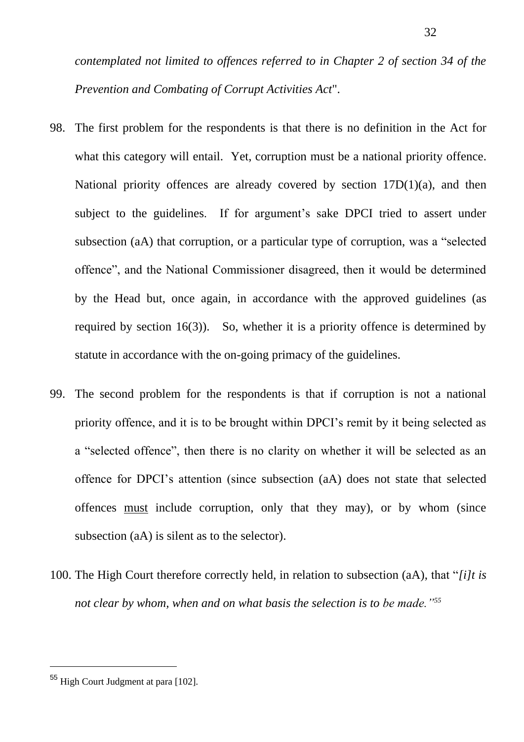*contemplated not limited to offences referred to in Chapter 2 of section 34 of the Prevention and Combating of Corrupt Activities Act*".

98. The first problem for the respondents is that there is no definition in the Act for what this category will entail. Yet, corruption must be a national priority offence. National priority offences are already covered by section 17D(1)(a), and then subject to the guidelines. If for argument's sake DPCI tried to assert under subsection (aA) that corruption, or a particular type of corruption, was a "selected offence", and the National Commissioner disagreed, then it would be determined by the Head but, once again, in accordance with the approved guidelines (as required by section 16(3)). So, whether it is a priority offence is determined by statute in accordance with the on-going primacy of the guidelines.

99. The second problem for the respondents is that if corruption is not a national priority offence, and it is to be brought within DPCI's remit by it being selected as a "selected offence", then there is no clarity on whether it will be selected as an offence for DPCI's attention (since subsection (aA) does not state that selected offences <u>must</u> include corruption, only that they may), or by whom (since subsection (aA) is silent as to the selector).

100. The High Court therefore correctly held, in relation to subsection (aA), that "*[i]t is not clear by whom, when and on what basis the selection is to be made.*"[55]

---

[55] High Court Judgment at para [102].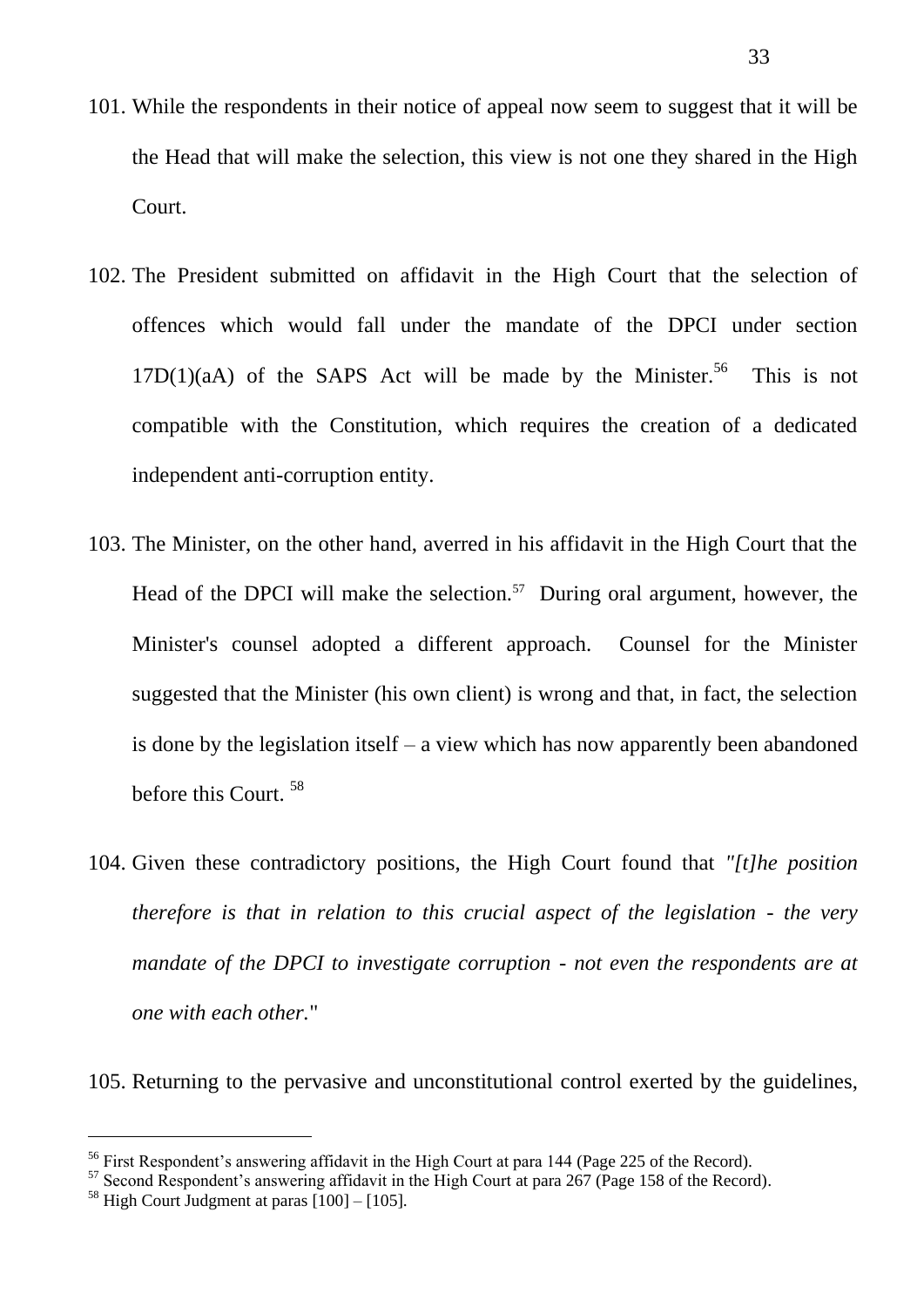101. While the respondents in their notice of appeal now seem to suggest that it will be the Head that will make the selection, this view is not one they shared in the High Court.

102. The President submitted on affidavit in the High Court that the selection of offences which would fall under the mandate of the DPCI under section 17D(1)(aA) of the SAPS Act will be made by the Minister.[56] This is not compatible with the Constitution, which requires the creation of a dedicated independent anti-corruption entity.

103. The Minister, on the other hand, averred in his affidavit in the High Court that the Head of the DPCI will make the selection.[57] During oral argument, however, the Minister's counsel adopted a different approach. Counsel for the Minister suggested that the Minister (his own client) is wrong and that, in fact, the selection is done by the legislation itself – a view which has now apparently been abandoned before this Court.[58]

104. Given these contradictory positions, the High Court found that *"[t]he position therefore is that in relation to this crucial aspect of the legislation - the very mandate of the DPCI to investigate corruption - not even the respondents are at one with each other."*

105. Returning to the pervasive and unconstitutional control exerted by the guidelines,

---

[56] First Respondent's answering affidavit in the High Court at para 144 (Page 225 of the Record).

[57] Second Respondent's answering affidavit in the High Court at para 267 (Page 158 of the Record).

[58] High Court Judgment at paras [100] – [105].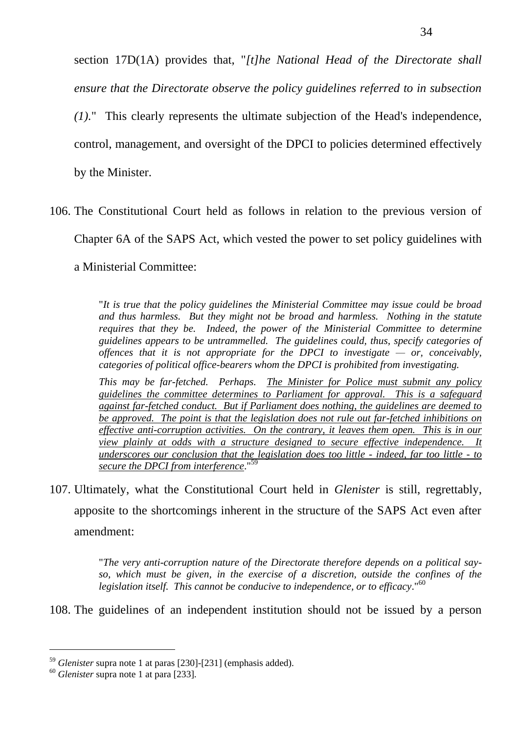section 17D(1A) provides that, "*[t]he National Head of the Directorate shall ensure that the Directorate observe the policy guidelines referred to in subsection (1).*" This clearly represents the ultimate subjection of the Head's independence, control, management, and oversight of the DPCI to policies determined effectively by the Minister.

106. The Constitutional Court held as follows in relation to the previous version of Chapter 6A of the SAPS Act, which vested the power to set policy guidelines with a Ministerial Committee:

> "*It is true that the policy guidelines the Ministerial Committee may issue could be broad and thus harmless. But they might not be broad and harmless. Nothing in the statute requires that they be. Indeed, the power of the Ministerial Committee to determine guidelines appears to be untrammelled. The guidelines could, thus, specify categories of offences that it is not appropriate for the DPCI to investigate — or, conceivably, categories of political office-bearers whom the DPCI is prohibited from investigating.*
>
> *This may be far-fetched. Perhaps. <u>The Minister for Police must submit any policy guidelines the committee determines to Parliament for approval. This is a safeguard against far-fetched conduct. But if Parliament does nothing, the guidelines are deemed to be approved. The point is that the legislation does not rule out far-fetched inhibitions on effective anti-corruption activities. On the contrary, it leaves them open. This is in our view plainly at odds with a structure designed to secure effective independence. It underscores our conclusion that the legislation does too little - indeed, far too little - to secure the DPCI from interference</u>.*"[59]

107. Ultimately, what the Constitutional Court held in *Glenister* is still, regrettably, apposite to the shortcomings inherent in the structure of the SAPS Act even after amendment:

> "*The very anti-corruption nature of the Directorate therefore depends on a political say-so, which must be given, in the exercise of a discretion, outside the confines of the legislation itself. This cannot be conducive to independence, or to efficacy*."[60]

108. The guidelines of an independent institution should not be issued by a person

---

[59] *Glenister* supra note 1 at paras [230]-[231] (emphasis added).

[60] *Glenister* supra note 1 at para [233].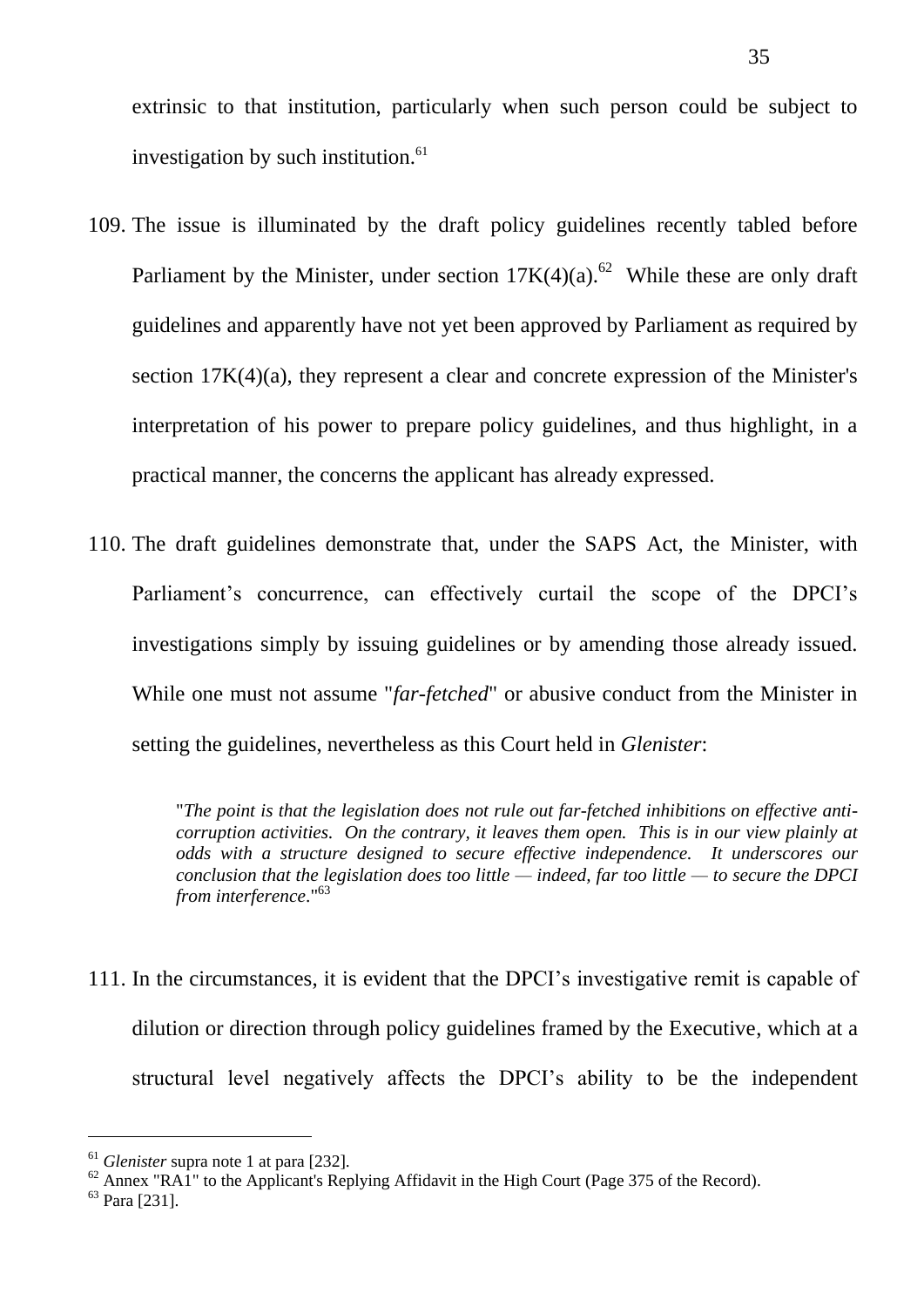extrinsic to that institution, particularly when such person could be subject to investigation by such institution.[61]

109. The issue is illuminated by the draft policy guidelines recently tabled before Parliament by the Minister, under section 17K(4)(a).[62] While these are only draft guidelines and apparently have not yet been approved by Parliament as required by section 17K(4)(a), they represent a clear and concrete expression of the Minister's interpretation of his power to prepare policy guidelines, and thus highlight, in a practical manner, the concerns the applicant has already expressed.

110. The draft guidelines demonstrate that, under the SAPS Act, the Minister, with Parliament's concurrence, can effectively curtail the scope of the DPCI's investigations simply by issuing guidelines or by amending those already issued. While one must not assume "*far-fetched*" or abusive conduct from the Minister in setting the guidelines, nevertheless as this Court held in *Glenister*:

> "*The point is that the legislation does not rule out far-fetched inhibitions on effective anti-corruption activities. On the contrary, it leaves them open. This is in our view plainly at odds with a structure designed to secure effective independence. It underscores our conclusion that the legislation does too little — indeed, far too little — to secure the DPCI from interference*."[63]

111. In the circumstances, it is evident that the DPCI's investigative remit is capable of dilution or direction through policy guidelines framed by the Executive, which at a structural level negatively affects the DPCI's ability to be the independent

---

[61] *Glenister* supra note 1 at para [232].

[62] Annex "RA1" to the Applicant's Replying Affidavit in the High Court (Page 375 of the Record).

[63] Para [231].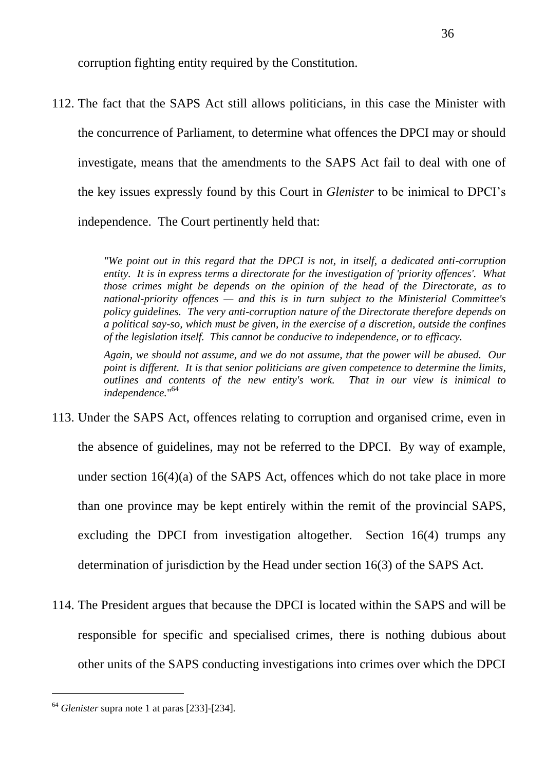corruption fighting entity required by the Constitution.

112. The fact that the SAPS Act still allows politicians, in this case the Minister with the concurrence of Parliament, to determine what offences the DPCI may or should investigate, means that the amendments to the SAPS Act fail to deal with one of the key issues expressly found by this Court in *Glenister* to be inimical to DPCI's independence. The Court pertinently held that:

> *"We point out in this regard that the DPCI is not, in itself, a dedicated anti-corruption entity. It is in express terms a directorate for the investigation of 'priority offences'. What those crimes might be depends on the opinion of the head of the Directorate, as to national-priority offences — and this is in turn subject to the Ministerial Committee's policy guidelines. The very anti-corruption nature of the Directorate therefore depends on a political say-so, which must be given, in the exercise of a discretion, outside the confines of the legislation itself. This cannot be conducive to independence, or to efficacy.*
>
> *Again, we should not assume, and we do not assume, that the power will be abused. Our point is different. It is that senior politicians are given competence to determine the limits, outlines and contents of the new entity's work. That in our view is inimical to independence."*[64]

113. Under the SAPS Act, offences relating to corruption and organised crime, even in the absence of guidelines, may not be referred to the DPCI. By way of example, under section 16(4)(a) of the SAPS Act, offences which do not take place in more than one province may be kept entirely within the remit of the provincial SAPS, excluding the DPCI from investigation altogether. Section 16(4) trumps any determination of jurisdiction by the Head under section 16(3) of the SAPS Act.

114. The President argues that because the DPCI is located within the SAPS and will be responsible for specific and specialised crimes, there is nothing dubious about other units of the SAPS conducting investigations into crimes over which the DPCI

---

[64] *Glenister* supra note 1 at paras [233]-[234].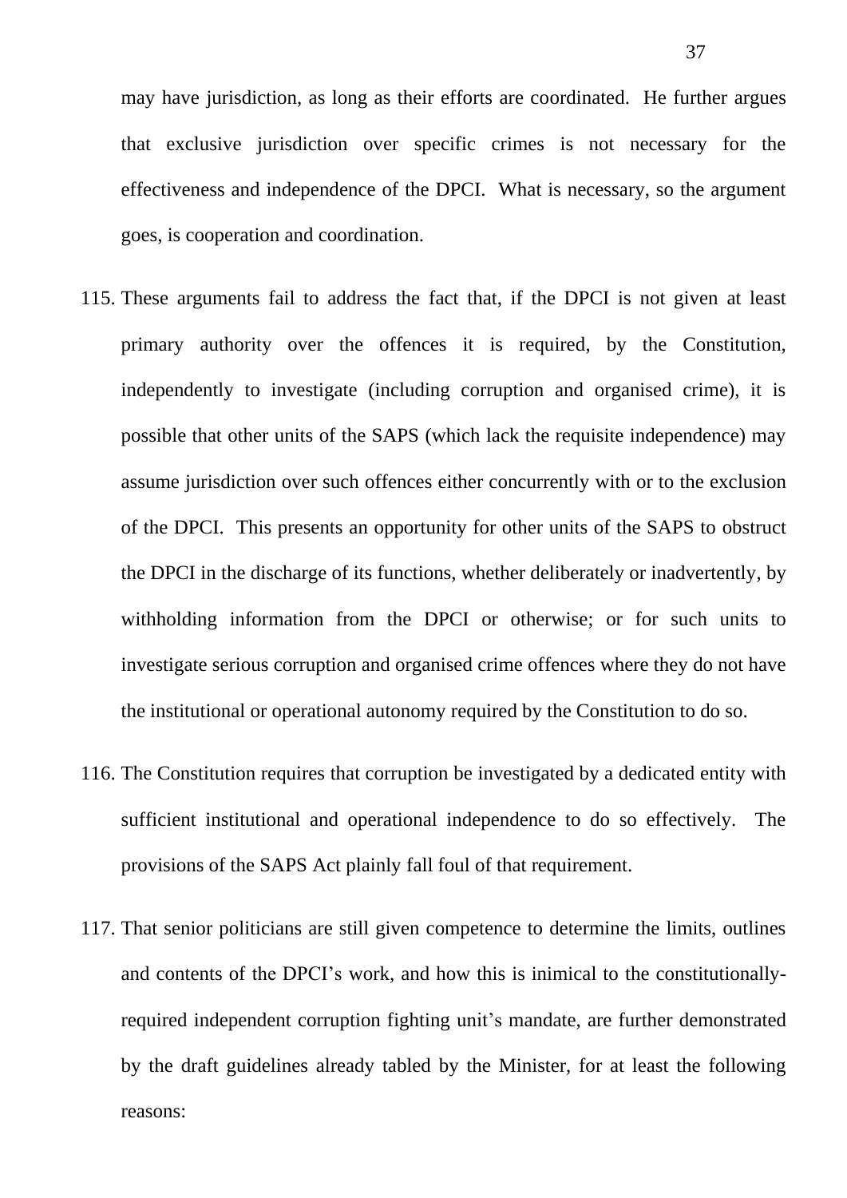may have jurisdiction, as long as their efforts are coordinated. He further argues that exclusive jurisdiction over specific crimes is not necessary for the effectiveness and independence of the DPCI. What is necessary, so the argument goes, is cooperation and coordination.

115. These arguments fail to address the fact that, if the DPCI is not given at least primary authority over the offences it is required, by the Constitution, independently to investigate (including corruption and organised crime), it is possible that other units of the SAPS (which lack the requisite independence) may assume jurisdiction over such offences either concurrently with or to the exclusion of the DPCI. This presents an opportunity for other units of the SAPS to obstruct the DPCI in the discharge of its functions, whether deliberately or inadvertently, by withholding information from the DPCI or otherwise; or for such units to investigate serious corruption and organised crime offences where they do not have the institutional or operational autonomy required by the Constitution to do so.

116. The Constitution requires that corruption be investigated by a dedicated entity with sufficient institutional and operational independence to do so effectively. The provisions of the SAPS Act plainly fall foul of that requirement.

117. That senior politicians are still given competence to determine the limits, outlines and contents of the DPCI's work, and how this is inimical to the constitutionally-required independent corruption fighting unit's mandate, are further demonstrated by the draft guidelines already tabled by the Minister, for at least the following reasons: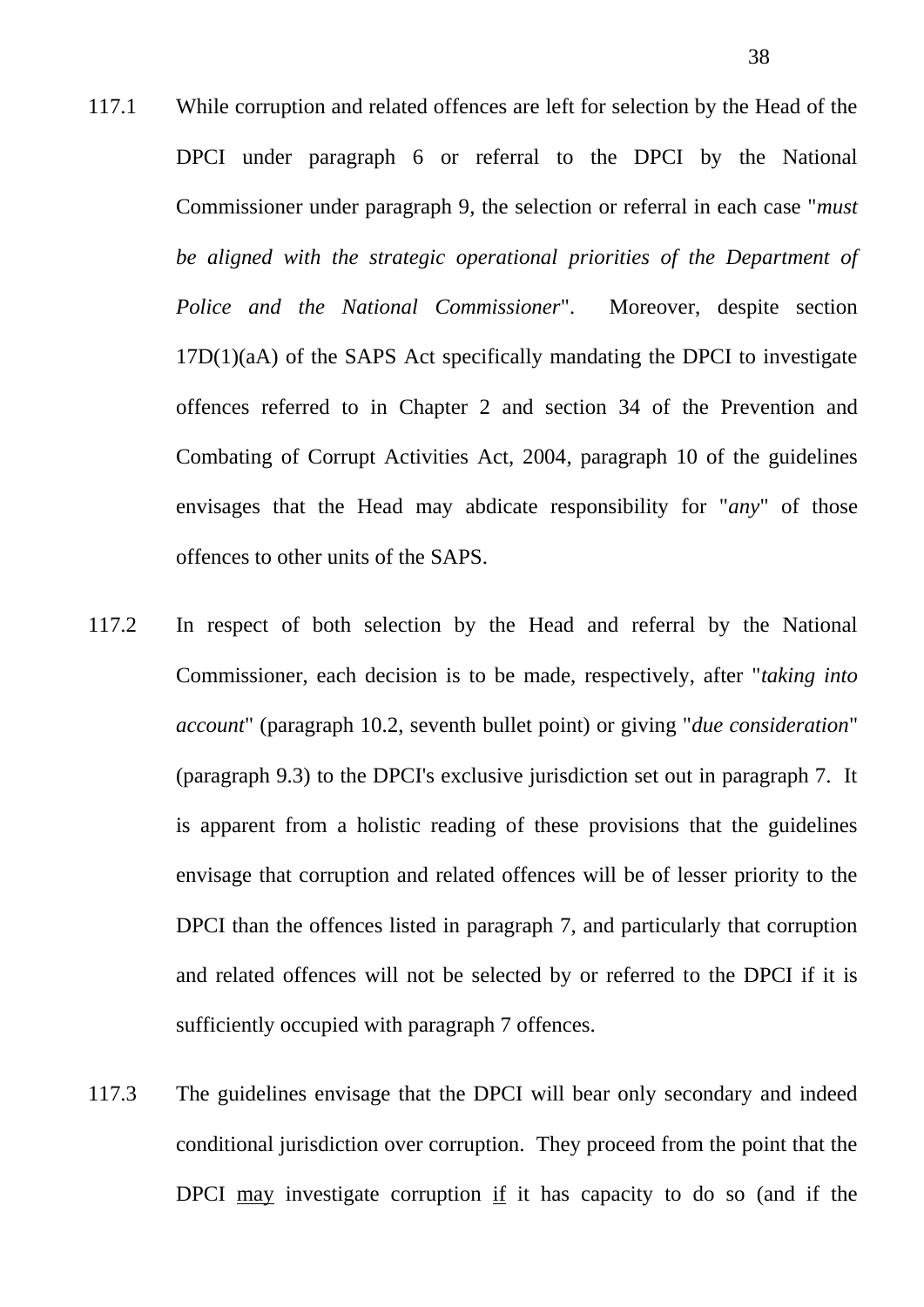117.1 While corruption and related offences are left for selection by the Head of the DPCI under paragraph 6 or referral to the DPCI by the National Commissioner under paragraph 9, the selection or referral in each case "*must be aligned with the strategic operational priorities of the Department of Police and the National Commissioner*". Moreover, despite section 17D(1)(aA) of the SAPS Act specifically mandating the DPCI to investigate offences referred to in Chapter 2 and section 34 of the Prevention and Combating of Corrupt Activities Act, 2004, paragraph 10 of the guidelines envisages that the Head may abdicate responsibility for "*any*" of those offences to other units of the SAPS.

117.2 In respect of both selection by the Head and referral by the National Commissioner, each decision is to be made, respectively, after "*taking into account*" (paragraph 10.2, seventh bullet point) or giving "*due consideration*" (paragraph 9.3) to the DPCI's exclusive jurisdiction set out in paragraph 7. It is apparent from a holistic reading of these provisions that the guidelines envisage that corruption and related offences will be of lesser priority to the DPCI than the offences listed in paragraph 7, and particularly that corruption and related offences will not be selected by or referred to the DPCI if it is sufficiently occupied with paragraph 7 offences.

117.3 The guidelines envisage that the DPCI will bear only secondary and indeed conditional jurisdiction over corruption. They proceed from the point that the DPCI <u>may</u> investigate corruption <u>if</u> it has capacity to do so (and if the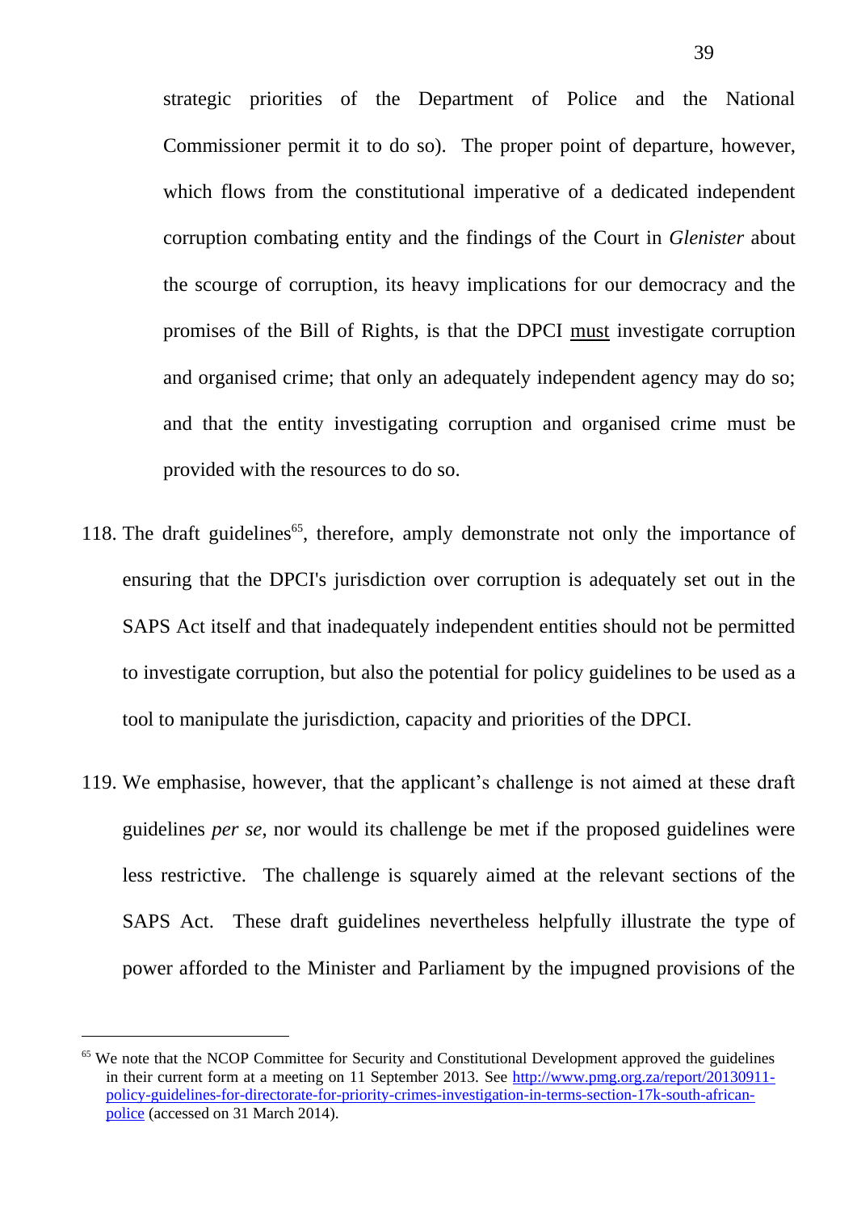strategic priorities of the Department of Police and the National Commissioner permit it to do so). The proper point of departure, however, which flows from the constitutional imperative of a dedicated independent corruption combating entity and the findings of the Court in *Glenister* about the scourge of corruption, its heavy implications for our democracy and the promises of the Bill of Rights, is that the DPCI <u>must</u> investigate corruption and organised crime; that only an adequately independent agency may do so; and that the entity investigating corruption and organised crime must be provided with the resources to do so.

118. The draft guidelines[65], therefore, amply demonstrate not only the importance of ensuring that the DPCI's jurisdiction over corruption is adequately set out in the SAPS Act itself and that inadequately independent entities should not be permitted to investigate corruption, but also the potential for policy guidelines to be used as a tool to manipulate the jurisdiction, capacity and priorities of the DPCI.

119. We emphasise, however, that the applicant's challenge is not aimed at these draft guidelines *per se*, nor would its challenge be met if the proposed guidelines were less restrictive. The challenge is squarely aimed at the relevant sections of the SAPS Act. These draft guidelines nevertheless helpfully illustrate the type of power afforded to the Minister and Parliament by the impugned provisions of the

---

[65] We note that the NCOP Committee for Security and Constitutional Development approved the guidelines in their current form at a meeting on 11 September 2013. See [http://www.pmg.org.za/report/20130911-policy-guidelines-for-directorate-for-priority-crimes-investigation-in-terms-section-17k-south-african-police](http://www.pmg.org.za/report/20130911-policy-guidelines-for-directorate-for-priority-crimes-investigation-in-terms-section-17k-south-african-police) (accessed on 31 March 2014).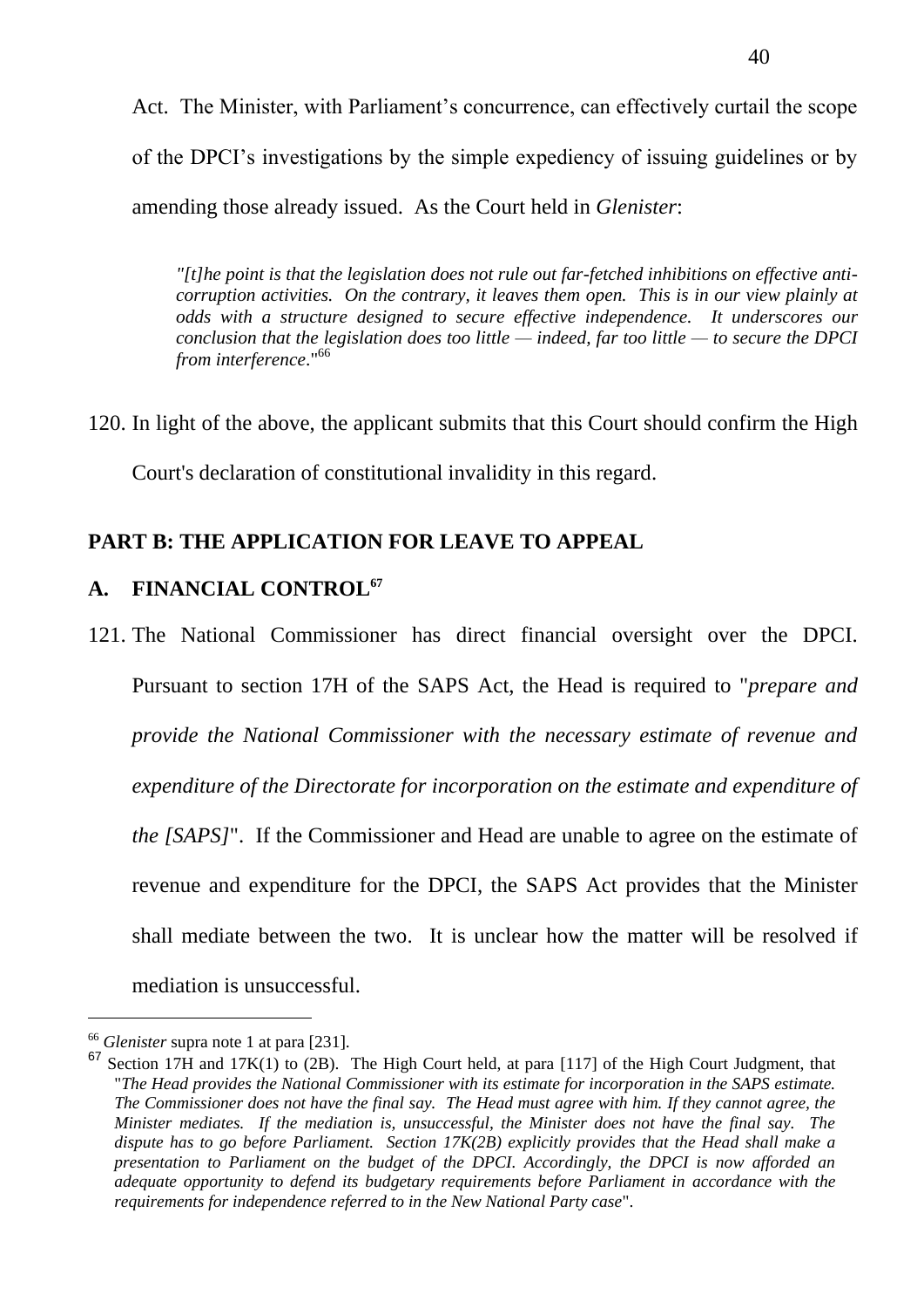Act. The Minister, with Parliament's concurrence, can effectively curtail the scope of the DPCI's investigations by the simple expediency of issuing guidelines or by amending those already issued. As the Court held in *Glenister*:

> *"[t]he point is that the legislation does not rule out far-fetched inhibitions on effective anti-corruption activities. On the contrary, it leaves them open. This is in our view plainly at odds with a structure designed to secure effective independence. It underscores our conclusion that the legislation does too little — indeed, far too little — to secure the DPCI from interference*."[66]

120. In light of the above, the applicant submits that this Court should confirm the High Court's declaration of constitutional invalidity in this regard.

## PART B: THE APPLICATION FOR LEAVE TO APPEAL

### A. FINANCIAL CONTROL[67]

121. The National Commissioner has direct financial oversight over the DPCI. Pursuant to section 17H of the SAPS Act, the Head is required to "*prepare and provide the National Commissioner with the necessary estimate of revenue and expenditure of the Directorate for incorporation on the estimate and expenditure of the [SAPS]*". If the Commissioner and Head are unable to agree on the estimate of revenue and expenditure for the DPCI, the SAPS Act provides that the Minister shall mediate between the two. It is unclear how the matter will be resolved if mediation is unsuccessful.

---

[66] *Glenister* supra note 1 at para [231].

[67] Section 17H and 17K(1) to (2B). The High Court held, at para [117] of the High Court Judgment, that "*The Head provides the National Commissioner with its estimate for incorporation in the SAPS estimate. The Commissioner does not have the final say. The Head must agree with him. If they cannot agree, the Minister mediates. If the mediation is, unsuccessful, the Minister does not have the final say. The dispute has to go before Parliament. Section 17K(2B) explicitly provides that the Head shall make a presentation to Parliament on the budget of the DPCI. Accordingly, the DPCI is now afforded an adequate opportunity to defend its budgetary requirements before Parliament in accordance with the requirements for independence referred to in the New National Party case*".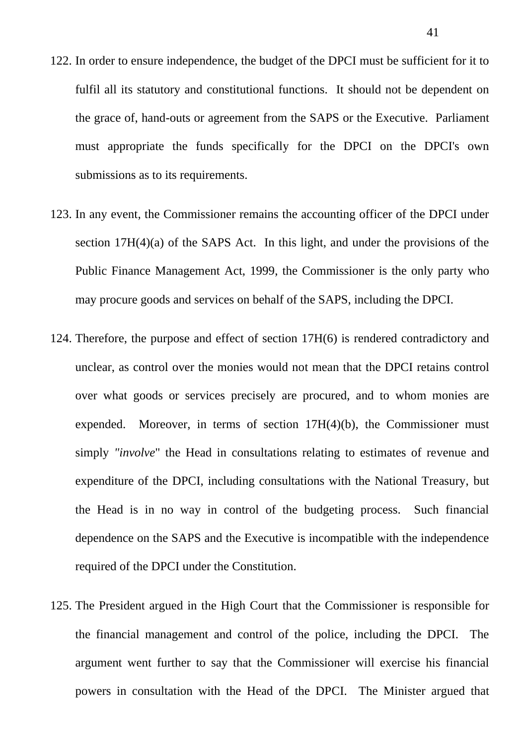122. In order to ensure independence, the budget of the DPCI must be sufficient for it to fulfil all its statutory and constitutional functions. It should not be dependent on the grace of, hand-outs or agreement from the SAPS or the Executive. Parliament must appropriate the funds specifically for the DPCI on the DPCI's own submissions as to its requirements.

123. In any event, the Commissioner remains the accounting officer of the DPCI under section 17H(4)(a) of the SAPS Act. In this light, and under the provisions of the Public Finance Management Act, 1999, the Commissioner is the only party who may procure goods and services on behalf of the SAPS, including the DPCI.

124. Therefore, the purpose and effect of section 17H(6) is rendered contradictory and unclear, as control over the monies would not mean that the DPCI retains control over what goods or services precisely are procured, and to whom monies are expended. Moreover, in terms of section 17H(4)(b), the Commissioner must simply *"involve"* the Head in consultations relating to estimates of revenue and expenditure of the DPCI, including consultations with the National Treasury, but the Head is in no way in control of the budgeting process. Such financial dependence on the SAPS and the Executive is incompatible with the independence required of the DPCI under the Constitution.

125. The President argued in the High Court that the Commissioner is responsible for the financial management and control of the police, including the DPCI. The argument went further to say that the Commissioner will exercise his financial powers in consultation with the Head of the DPCI. The Minister argued that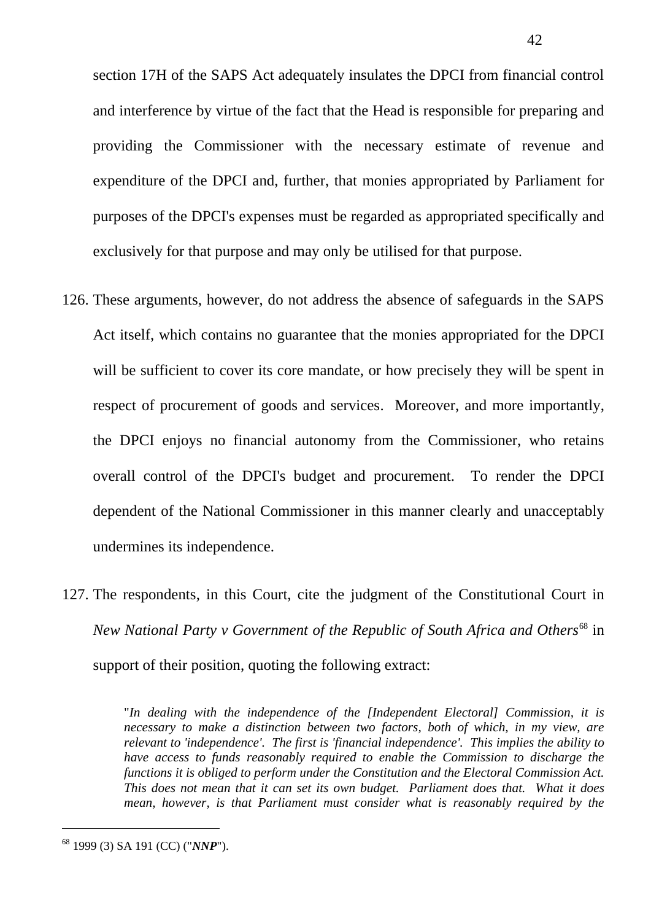section 17H of the SAPS Act adequately insulates the DPCI from financial control and interference by virtue of the fact that the Head is responsible for preparing and providing the Commissioner with the necessary estimate of revenue and expenditure of the DPCI and, further, that monies appropriated by Parliament for purposes of the DPCI's expenses must be regarded as appropriated specifically and exclusively for that purpose and may only be utilised for that purpose.

126. These arguments, however, do not address the absence of safeguards in the SAPS Act itself, which contains no guarantee that the monies appropriated for the DPCI will be sufficient to cover its core mandate, or how precisely they will be spent in respect of procurement of goods and services. Moreover, and more importantly, the DPCI enjoys no financial autonomy from the Commissioner, who retains overall control of the DPCI's budget and procurement. To render the DPCI dependent of the National Commissioner in this manner clearly and unacceptably undermines its independence.

127. The respondents, in this Court, cite the judgment of the Constitutional Court in *New National Party v Government of the Republic of South Africa and Others*[68] in support of their position, quoting the following extract:

> "*In dealing with the independence of the [Independent Electoral] Commission, it is necessary to make a distinction between two factors, both of which, in my view, are relevant to 'independence'. The first is 'financial independence'. This implies the ability to have access to funds reasonably required to enable the Commission to discharge the functions it is obliged to perform under the Constitution and the Electoral Commission Act. This does not mean that it can set its own budget. Parliament does that. What it does mean, however, is that Parliament must consider what is reasonably required by the*

---

[68] 1999 (3) SA 191 (CC) ("***NNP***").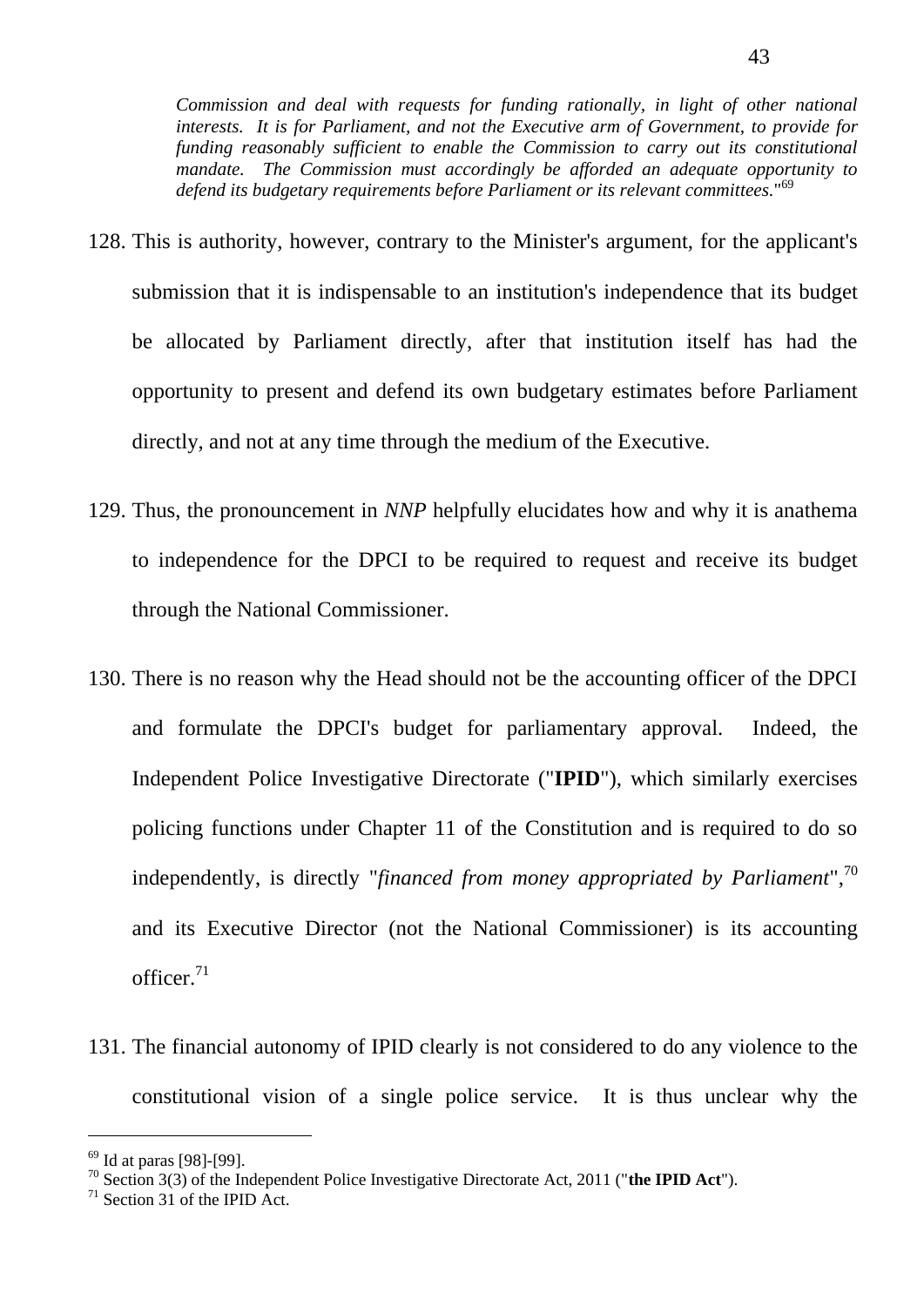> *Commission and deal with requests for funding rationally, in light of other national interests. It is for Parliament, and not the Executive arm of Government, to provide for funding reasonably sufficient to enable the Commission to carry out its constitutional mandate. The Commission must accordingly be afforded an adequate opportunity to defend its budgetary requirements before Parliament or its relevant committees*."[69]

128. This is authority, however, contrary to the Minister's argument, for the applicant's submission that it is indispensable to an institution's independence that its budget be allocated by Parliament directly, after that institution itself has had the opportunity to present and defend its own budgetary estimates before Parliament directly, and not at any time through the medium of the Executive.

129. Thus, the pronouncement in *NNP* helpfully elucidates how and why it is anathema to independence for the DPCI to be required to request and receive its budget through the National Commissioner.

130. There is no reason why the Head should not be the accounting officer of the DPCI and formulate the DPCI's budget for parliamentary approval. Indeed, the Independent Police Investigative Directorate ("**IPID**"), which similarly exercises policing functions under Chapter 11 of the Constitution and is required to do so independently, is directly "*financed from money appropriated by Parliament*",[70] and its Executive Director (not the National Commissioner) is its accounting officer.[71]

131. The financial autonomy of IPID clearly is not considered to do any violence to the constitutional vision of a single police service. It is thus unclear why the

---

[69] Id at paras [98]-[99].

[70] Section 3(3) of the Independent Police Investigative Directorate Act, 2011 ("**the IPID Act**").

[71] Section 31 of the IPID Act.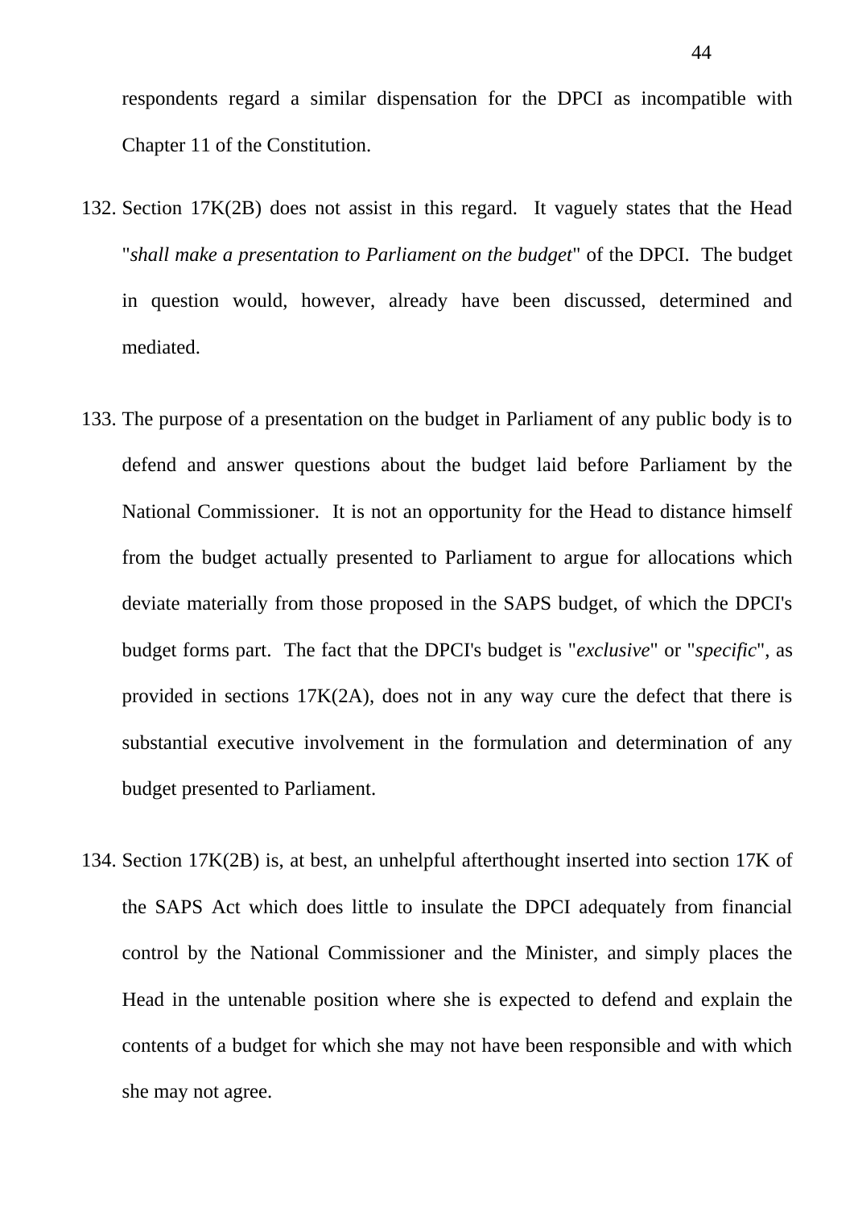respondents regard a similar dispensation for the DPCI as incompatible with Chapter 11 of the Constitution.

132. Section 17K(2B) does not assist in this regard. It vaguely states that the Head "*shall make a presentation to Parliament on the budget*" of the DPCI. The budget in question would, however, already have been discussed, determined and mediated.

133. The purpose of a presentation on the budget in Parliament of any public body is to defend and answer questions about the budget laid before Parliament by the National Commissioner. It is not an opportunity for the Head to distance himself from the budget actually presented to Parliament to argue for allocations which deviate materially from those proposed in the SAPS budget, of which the DPCI's budget forms part. The fact that the DPCI's budget is "*exclusive*" or "*specific*", as provided in sections 17K(2A), does not in any way cure the defect that there is substantial executive involvement in the formulation and determination of any budget presented to Parliament.

134. Section 17K(2B) is, at best, an unhelpful afterthought inserted into section 17K of the SAPS Act which does little to insulate the DPCI adequately from financial control by the National Commissioner and the Minister, and simply places the Head in the untenable position where she is expected to defend and explain the contents of a budget for which she may not have been responsible and with which she may not agree.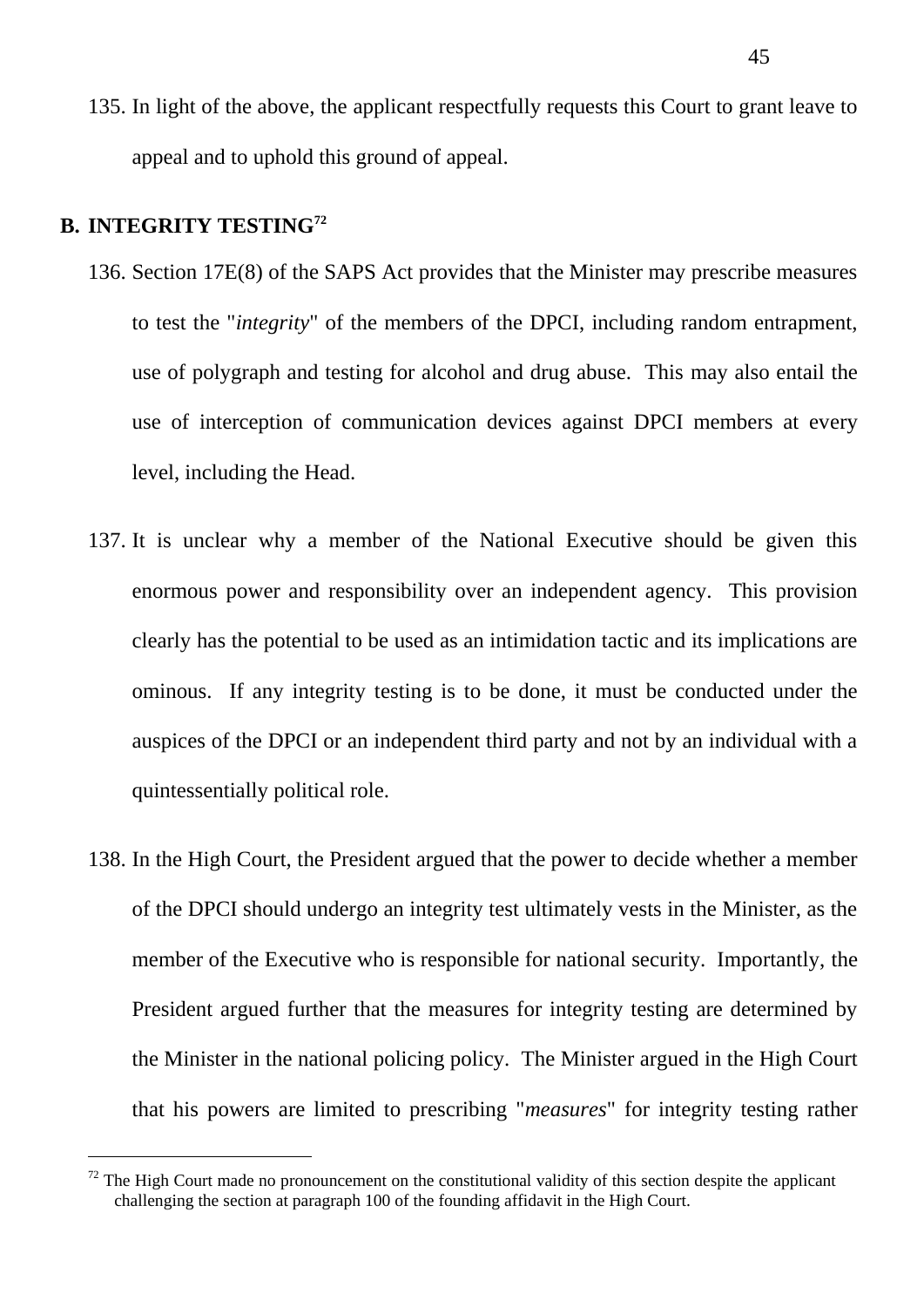135. In light of the above, the applicant respectfully requests this Court to grant leave to appeal and to uphold this ground of appeal.

## B. INTEGRITY TESTING[72]

136. Section 17E(8) of the SAPS Act provides that the Minister may prescribe measures to test the "*integrity*" of the members of the DPCI, including random entrapment, use of polygraph and testing for alcohol and drug abuse. This may also entail the use of interception of communication devices against DPCI members at every level, including the Head.

137. It is unclear why a member of the National Executive should be given this enormous power and responsibility over an independent agency. This provision clearly has the potential to be used as an intimidation tactic and its implications are ominous. If any integrity testing is to be done, it must be conducted under the auspices of the DPCI or an independent third party and not by an individual with a quintessentially political role.

138. In the High Court, the President argued that the power to decide whether a member of the DPCI should undergo an integrity test ultimately vests in the Minister, as the member of the Executive who is responsible for national security. Importantly, the President argued further that the measures for integrity testing are determined by the Minister in the national policing policy. The Minister argued in the High Court that his powers are limited to prescribing "*measures*" for integrity testing rather

---

[72] The High Court made no pronouncement on the constitutional validity of this section despite the applicant challenging the section at paragraph 100 of the founding affidavit in the High Court.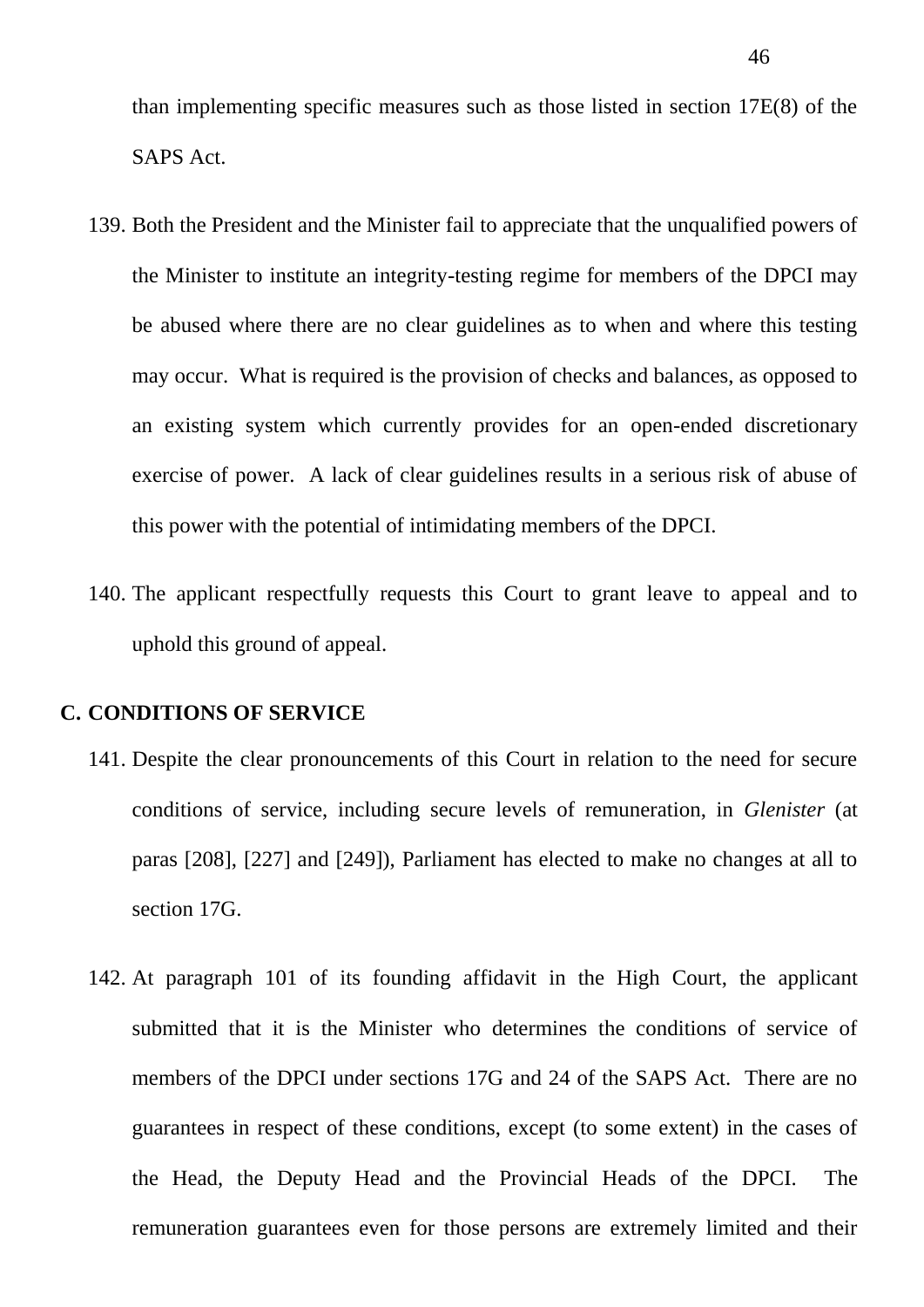than implementing specific measures such as those listed in section 17E(8) of the SAPS Act.

139. Both the President and the Minister fail to appreciate that the unqualified powers of the Minister to institute an integrity-testing regime for members of the DPCI may be abused where there are no clear guidelines as to when and where this testing may occur. What is required is the provision of checks and balances, as opposed to an existing system which currently provides for an open-ended discretionary exercise of power. A lack of clear guidelines results in a serious risk of abuse of this power with the potential of intimidating members of the DPCI.

140. The applicant respectfully requests this Court to grant leave to appeal and to uphold this ground of appeal.

**C. CONDITIONS OF SERVICE**

141. Despite the clear pronouncements of this Court in relation to the need for secure conditions of service, including secure levels of remuneration, in *Glenister* (at paras [208], [227] and [249]), Parliament has elected to make no changes at all to section 17G.

142. At paragraph 101 of its founding affidavit in the High Court, the applicant submitted that it is the Minister who determines the conditions of service of members of the DPCI under sections 17G and 24 of the SAPS Act. There are no guarantees in respect of these conditions, except (to some extent) in the cases of the Head, the Deputy Head and the Provincial Heads of the DPCI. The remuneration guarantees even for those persons are extremely limited and their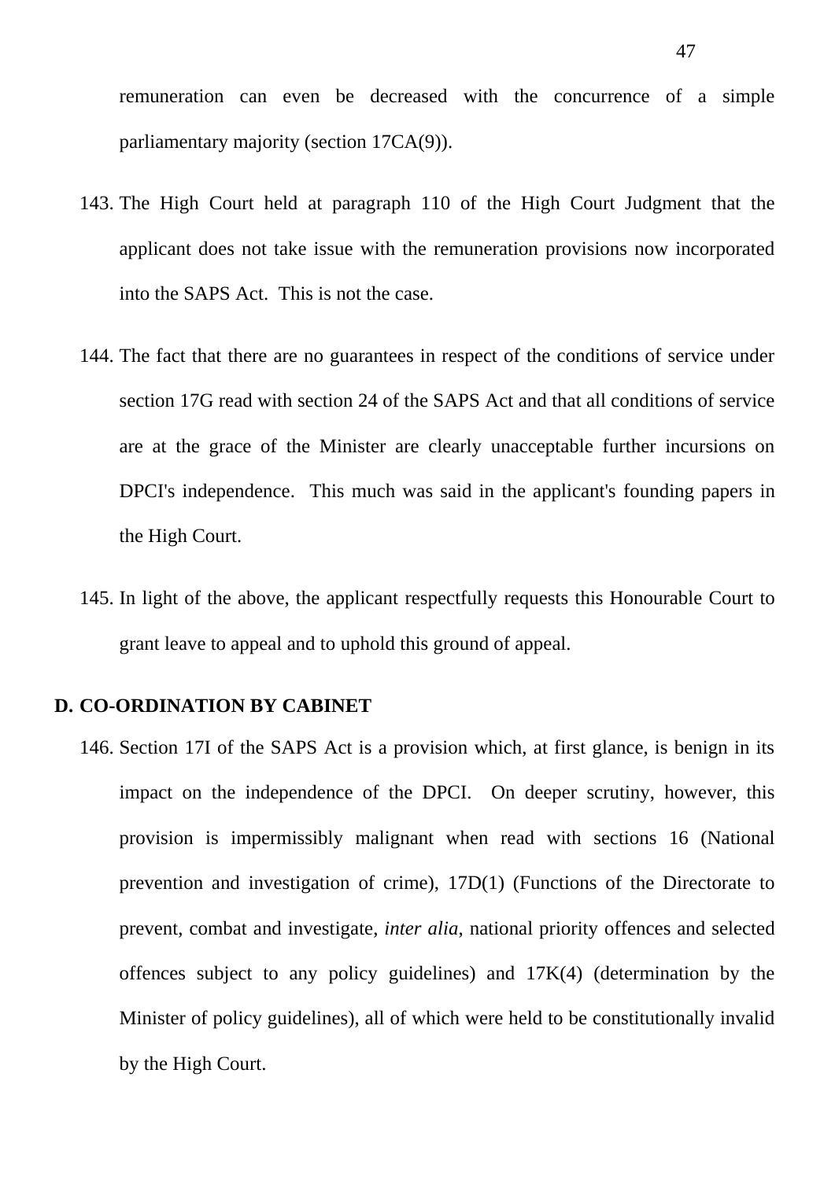remuneration can even be decreased with the concurrence of a simple parliamentary majority (section 17CA(9)).

143. The High Court held at paragraph 110 of the High Court Judgment that the applicant does not take issue with the remuneration provisions now incorporated into the SAPS Act. This is not the case.

144. The fact that there are no guarantees in respect of the conditions of service under section 17G read with section 24 of the SAPS Act and that all conditions of service are at the grace of the Minister are clearly unacceptable further incursions on DPCI's independence. This much was said in the applicant's founding papers in the High Court.

145. In light of the above, the applicant respectfully requests this Honourable Court to grant leave to appeal and to uphold this ground of appeal.

## D. CO-ORDINATION BY CABINET

146. Section 17I of the SAPS Act is a provision which, at first glance, is benign in its impact on the independence of the DPCI. On deeper scrutiny, however, this provision is impermissibly malignant when read with sections 16 (National prevention and investigation of crime), 17D(1) (Functions of the Directorate to prevent, combat and investigate, *inter alia*, national priority offences and selected offences subject to any policy guidelines) and 17K(4) (determination by the Minister of policy guidelines), all of which were held to be constitutionally invalid by the High Court.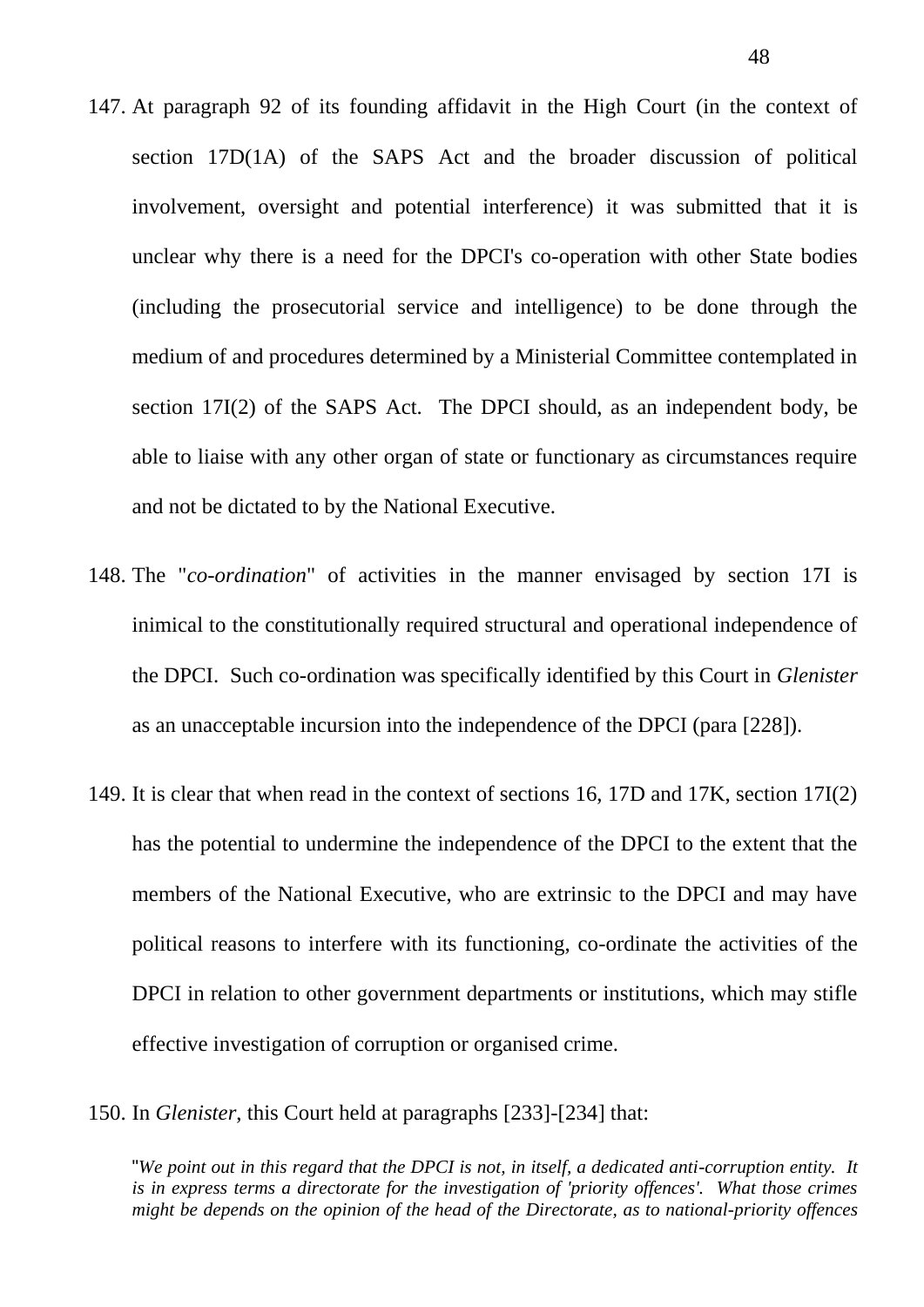147. At paragraph 92 of its founding affidavit in the High Court (in the context of section 17D(1A) of the SAPS Act and the broader discussion of political involvement, oversight and potential interference) it was submitted that it is unclear why there is a need for the DPCI's co-operation with other State bodies (including the prosecutorial service and intelligence) to be done through the medium of and procedures determined by a Ministerial Committee contemplated in section 17I(2) of the SAPS Act. The DPCI should, as an independent body, be able to liaise with any other organ of state or functionary as circumstances require and not be dictated to by the National Executive.

148. The "*co-ordination*" of activities in the manner envisaged by section 17I is inimical to the constitutionally required structural and operational independence of the DPCI. Such co-ordination was specifically identified by this Court in *Glenister* as an unacceptable incursion into the independence of the DPCI (para [228]).

149. It is clear that when read in the context of sections 16, 17D and 17K, section 17I(2) has the potential to undermine the independence of the DPCI to the extent that the members of the National Executive, who are extrinsic to the DPCI and may have political reasons to interfere with its functioning, co-ordinate the activities of the DPCI in relation to other government departments or institutions, which may stifle effective investigation of corruption or organised crime.

150. In *Glenister*, this Court held at paragraphs [233]-[234] that:

> "*We point out in this regard that the DPCI is not, in itself, a dedicated anti-corruption entity. It is in express terms a directorate for the investigation of 'priority offences'. What those crimes might be depends on the opinion of the head of the Directorate, as to national-priority offences*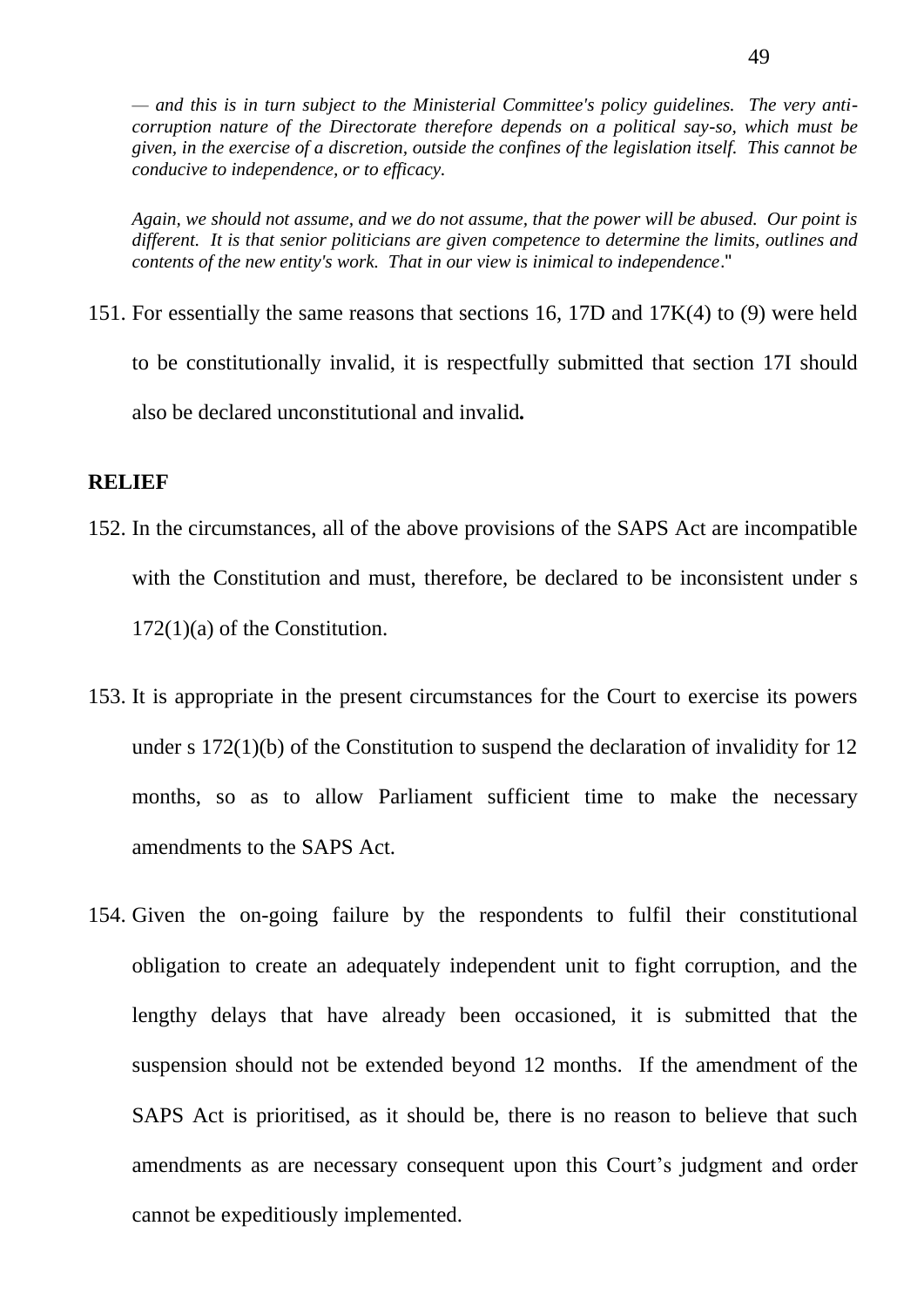*— and this is in turn subject to the Ministerial Committee's policy guidelines. The very anti-corruption nature of the Directorate therefore depends on a political say-so, which must be given, in the exercise of a discretion, outside the confines of the legislation itself. This cannot be conducive to independence, or to efficacy.*

*Again, we should not assume, and we do not assume, that the power will be abused. Our point is different. It is that senior politicians are given competence to determine the limits, outlines and contents of the new entity's work. That in our view is inimical to independence*."

151. For essentially the same reasons that sections 16, 17D and 17K(4) to (9) were held to be constitutionally invalid, it is respectfully submitted that section 17I should also be declared unconstitutional and invalid**.**

**RELIEF**

152. In the circumstances, all of the above provisions of the SAPS Act are incompatible with the Constitution and must, therefore, be declared to be inconsistent under s 172(1)(a) of the Constitution.

153. It is appropriate in the present circumstances for the Court to exercise its powers under s 172(1)(b) of the Constitution to suspend the declaration of invalidity for 12 months, so as to allow Parliament sufficient time to make the necessary amendments to the SAPS Act.

154. Given the on-going failure by the respondents to fulfil their constitutional obligation to create an adequately independent unit to fight corruption, and the lengthy delays that have already been occasioned, it is submitted that the suspension should not be extended beyond 12 months. If the amendment of the SAPS Act is prioritised, as it should be, there is no reason to believe that such amendments as are necessary consequent upon this Court's judgment and order cannot be expeditiously implemented.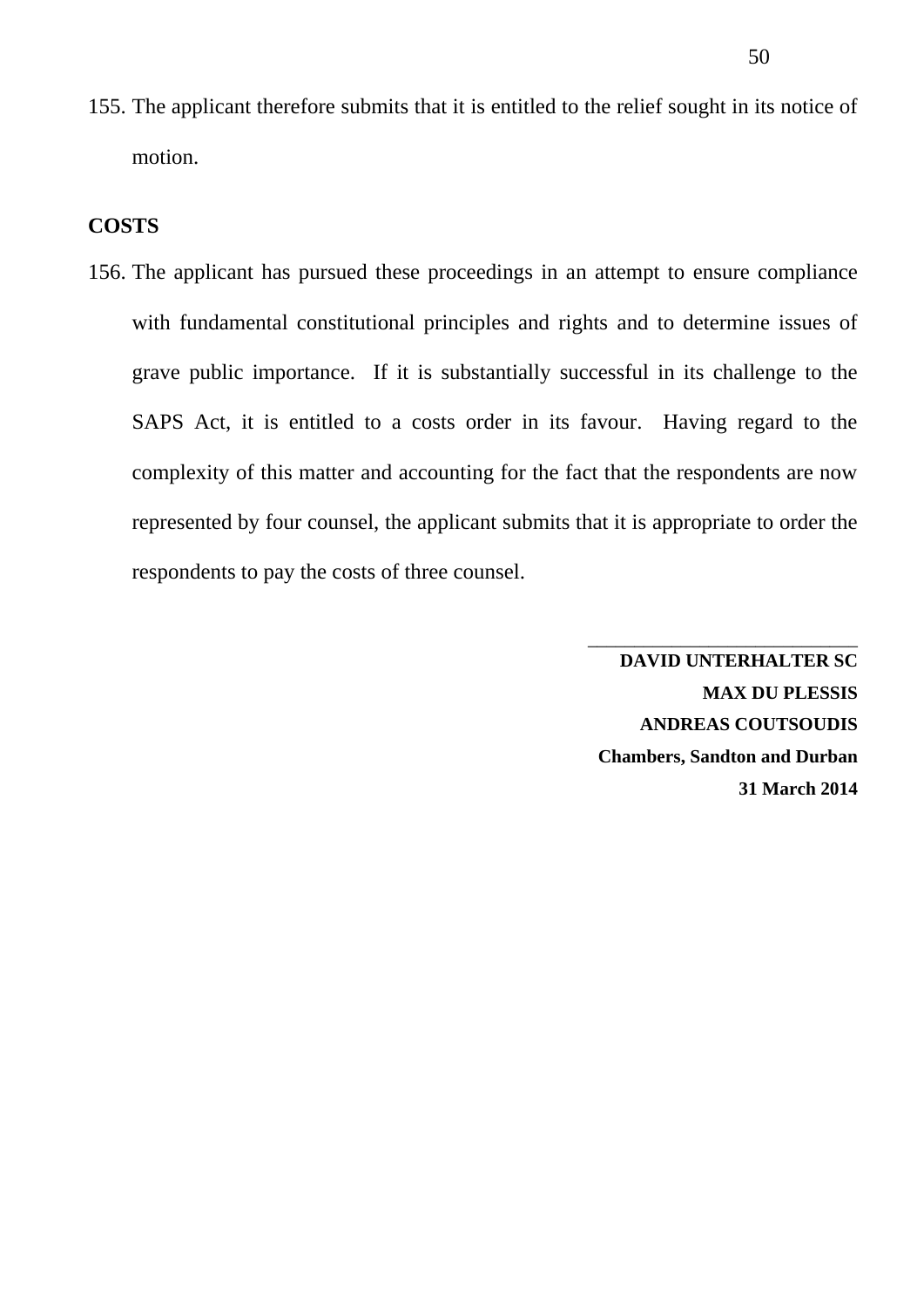155. The applicant therefore submits that it is entitled to the relief sought in its notice of motion.

**COSTS**

156. The applicant has pursued these proceedings in an attempt to ensure compliance with fundamental constitutional principles and rights and to determine issues of grave public importance. If it is substantially successful in its challenge to the SAPS Act, it is entitled to a costs order in its favour. Having regard to the complexity of this matter and accounting for the fact that the respondents are now represented by four counsel, the applicant submits that it is appropriate to order the respondents to pay the costs of three counsel.

\_\_\_\_\_\_\_\_\_\_\_\_\_\_\_\_\_\_\_\_\_\_\_\_\_\_\_\_

**DAVID UNTERHALTER SC**

**MAX DU PLESSIS**

**ANDREAS COUTSOUDIS**

**Chambers, Sandton and Durban**

**31 March 2014**